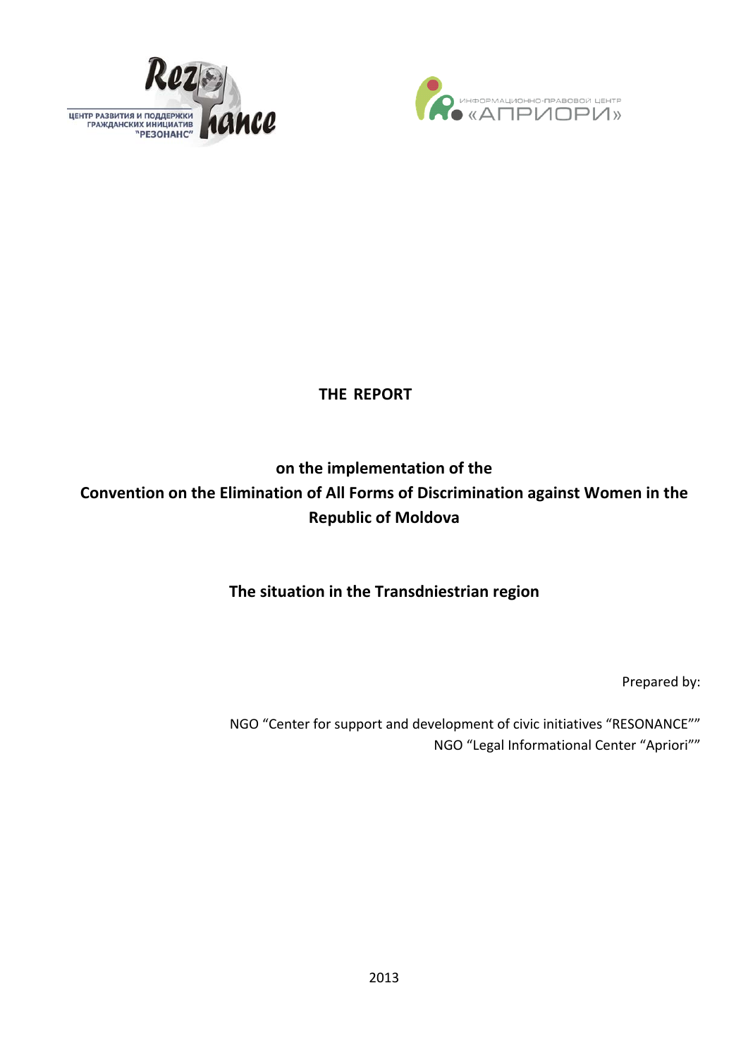ЦЕНТР РАЗВИТИЯ И ПОДДЕРЖКИ ГРАЖДАНСКИХ ИНИЦИАТИВ "РЕЗОНАНС"

ИНФОРМАЦИОННО-ПРАВОВОЙ ЦЕНТР «АПРИОРИ»

# THE REPORT

## on the implementation of the Convention on the Elimination of All Forms of Discrimination against Women in the Republic of Moldova

## The situation in the Transdniestrian region

Prepared by:

NGO "Center for support and development of civic initiatives "RESONANCE""
NGO "Legal Informational Center "Apriori""

2013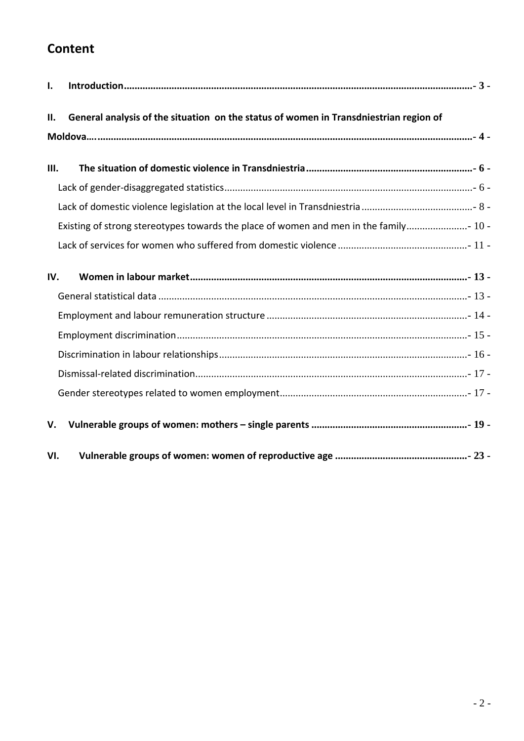# Content

**I. Introduction** ....- 3 -

**II. General analysis of the situation on the status of women in Transdniestrian region of Moldova….** ....- 4 -

**III. The situation of domestic violence in Transdniestria** ....- 6 -

- Lack of gender-disaggregated statistics ....- 6 -
- Lack of domestic violence legislation at the local level in Transdniestria ....- 8 -
- Existing of strong stereotypes towards the place of women and men in the family ....- 10 -
- Lack of services for women who suffered from domestic violence ....- 11 -

**IV. Women in labour market** ....- 13 -

- General statistical data ....- 13 -
- Employment and labour remuneration structure ....- 14 -
- Employment discrimination ....- 15 -
- Discrimination in labour relationships ....- 16 -
- Dismissal-related discrimination ....- 17 -
- Gender stereotypes related to women employment ....- 17 -

**V. Vulnerable groups of women: mothers – single parents** ....- 19 -

**VI. Vulnerable groups of women: women of reproductive age** ....- 23 -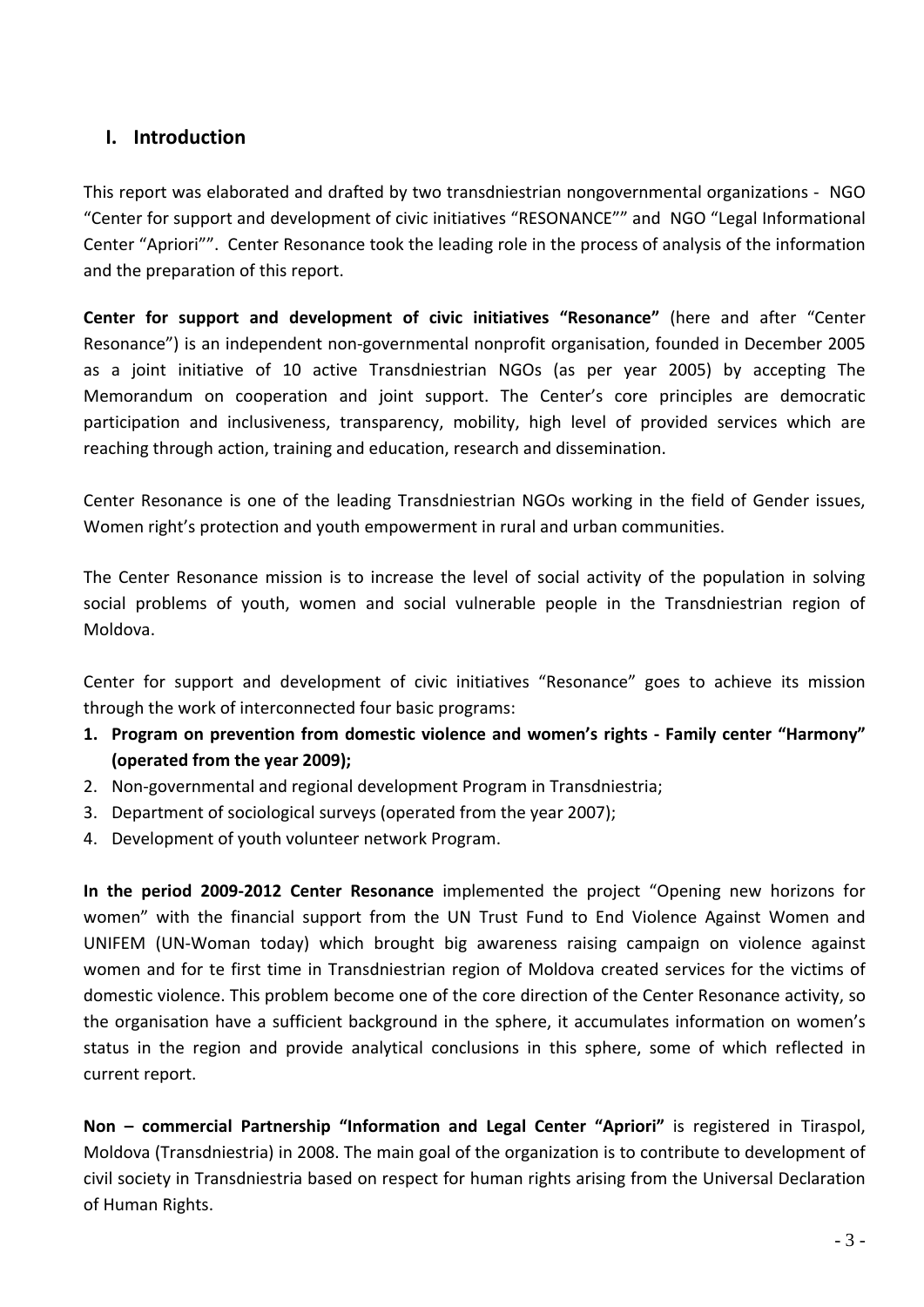## I. Introduction

This report was elaborated and drafted by two transdniestrian nongovernmental organizations - NGO "Center for support and development of civic initiatives "RESONANCE"" and NGO "Legal Informational Center "Apriori"". Center Resonance took the leading role in the process of analysis of the information and the preparation of this report.

**Center for support and development of civic initiatives "Resonance"** (here and after "Center Resonance") is an independent non-governmental nonprofit organisation, founded in December 2005 as a joint initiative of 10 active Transdniestrian NGOs (as per year 2005) by accepting The Memorandum on cooperation and joint support. The Center's core principles are democratic participation and inclusiveness, transparency, mobility, high level of provided services which are reaching through action, training and education, research and dissemination.

Center Resonance is one of the leading Transdniestrian NGOs working in the field of Gender issues, Women right's protection and youth empowerment in rural and urban communities.

The Center Resonance mission is to increase the level of social activity of the population in solving social problems of youth, women and social vulnerable people in the Transdniestrian region of Moldova.

Center for support and development of civic initiatives "Resonance" goes to achieve its mission through the work of interconnected four basic programs:

1. **Program on prevention from domestic violence and women's rights - Family center "Harmony" (operated from the year 2009);**
2. Non-governmental and regional development Program in Transdniestria;
3. Department of sociological surveys (operated from the year 2007);
4. Development of youth volunteer network Program.

**In the period 2009-2012 Center Resonance** implemented the project "Opening new horizons for women" with the financial support from the UN Trust Fund to End Violence Against Women and UNIFEM (UN-Woman today) which brought big awareness raising campaign on violence against women and for te first time in Transdniestrian region of Moldova created services for the victims of domestic violence. This problem become one of the core direction of the Center Resonance activity, so the organisation have a sufficient background in the sphere, it accumulates information on women's status in the region and provide analytical conclusions in this sphere, some of which reflected in current report.

**Non – commercial Partnership "Information and Legal Center "Apriori"** is registered in Tiraspol, Moldova (Transdniestria) in 2008. The main goal of the organization is to contribute to development of civil society in Transdniestria based on respect for human rights arising from the Universal Declaration of Human Rights.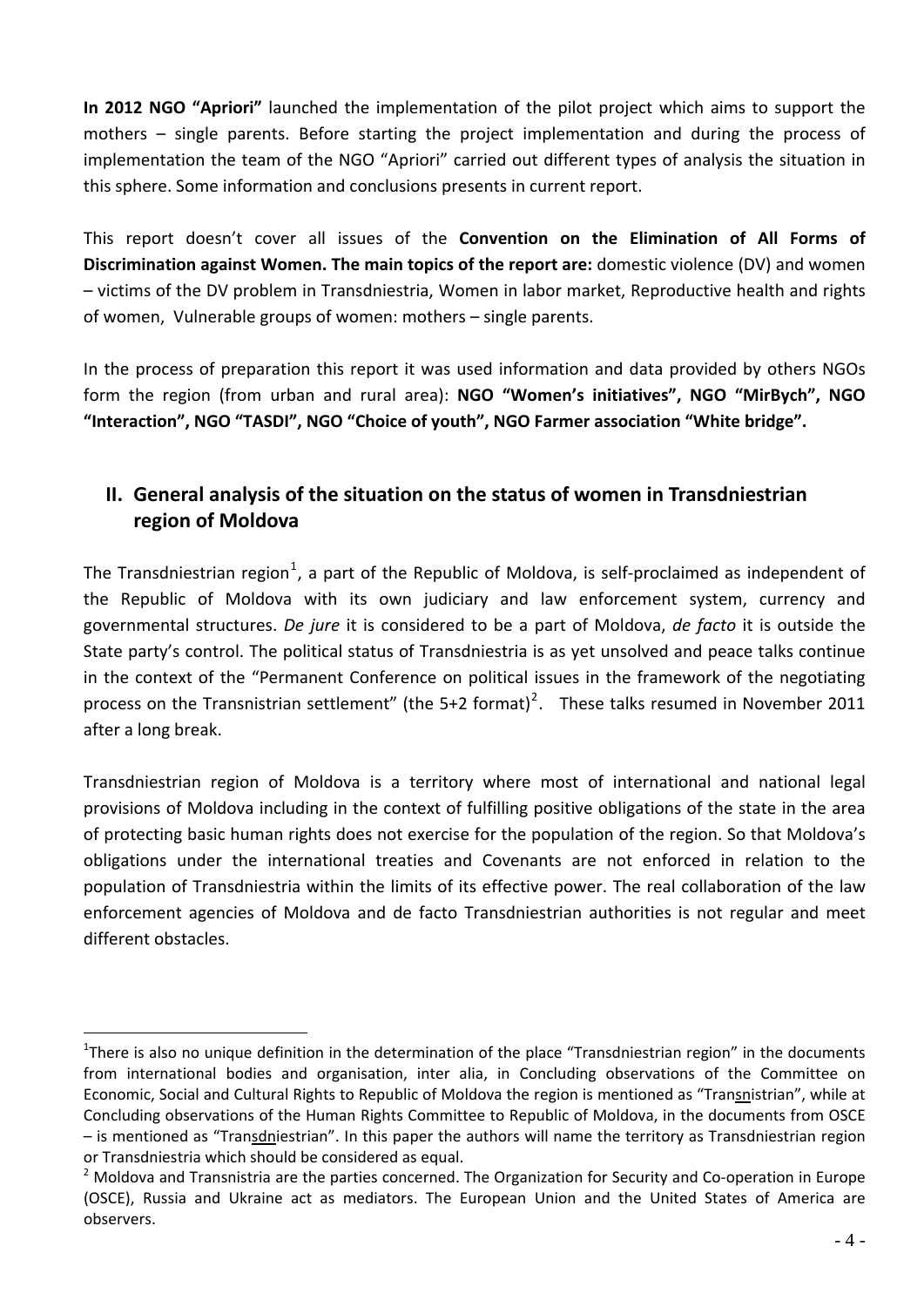**In 2012 NGO "Apriori"** launched the implementation of the pilot project which aims to support the mothers – single parents. Before starting the project implementation and during the process of implementation the team of the NGO "Apriori" carried out different types of analysis the situation in this sphere. Some information and conclusions presents in current report.

This report doesn't cover all issues of the **Convention on the Elimination of All Forms of Discrimination against Women. The main topics of the report are:** domestic violence (DV) and women – victims of the DV problem in Transdniestria, Women in labor market, Reproductive health and rights of women, Vulnerable groups of women: mothers – single parents.

In the process of preparation this report it was used information and data provided by others NGOs form the region (from urban and rural area): **NGO "Women's initiatives", NGO "MirBych", NGO "Interaction", NGO "TASDI", NGO "Choice of youth", NGO Farmer association "White bridge".**

## II. General analysis of the situation on the status of women in Transdniestrian region of Moldova

The Transdniestrian region[1], a part of the Republic of Moldova, is self-proclaimed as independent of the Republic of Moldova with its own judiciary and law enforcement system, currency and governmental structures. *De jure* it is considered to be a part of Moldova, *de facto* it is outside the State party's control. The political status of Transdniestria is as yet unsolved and peace talks continue in the context of the "Permanent Conference on political issues in the framework of the negotiating process on the Transnistrian settlement" (the 5+2 format)[2]. These talks resumed in November 2011 after a long break.

Transdniestrian region of Moldova is a territory where most of international and national legal provisions of Moldova including in the context of fulfilling positive obligations of the state in the area of protecting basic human rights does not exercise for the population of the region. So that Moldova's obligations under the international treaties and Covenants are not enforced in relation to the population of Transdniestria within the limits of its effective power. The real collaboration of the law enforcement agencies of Moldova and de facto Transdniestrian authorities is not regular and meet different obstacles.

---

[1] There is also no unique definition in the determination of the place "Transdniestrian region" in the documents from international bodies and organisation, inter alia, in Concluding observations of the Committee on Economic, Social and Cultural Rights to Republic of Moldova the region is mentioned as "Transnistrian", while at Concluding observations of the Human Rights Committee to Republic of Moldova, in the documents from OSCE – is mentioned as "Transdniestrian". In this paper the authors will name the territory as Transdniestrian region or Transdniestria which should be considered as equal.

[2] Moldova and Transnistria are the parties concerned. The Organization for Security and Co-operation in Europe (OSCE), Russia and Ukraine act as mediators. The European Union and the United States of America are observers.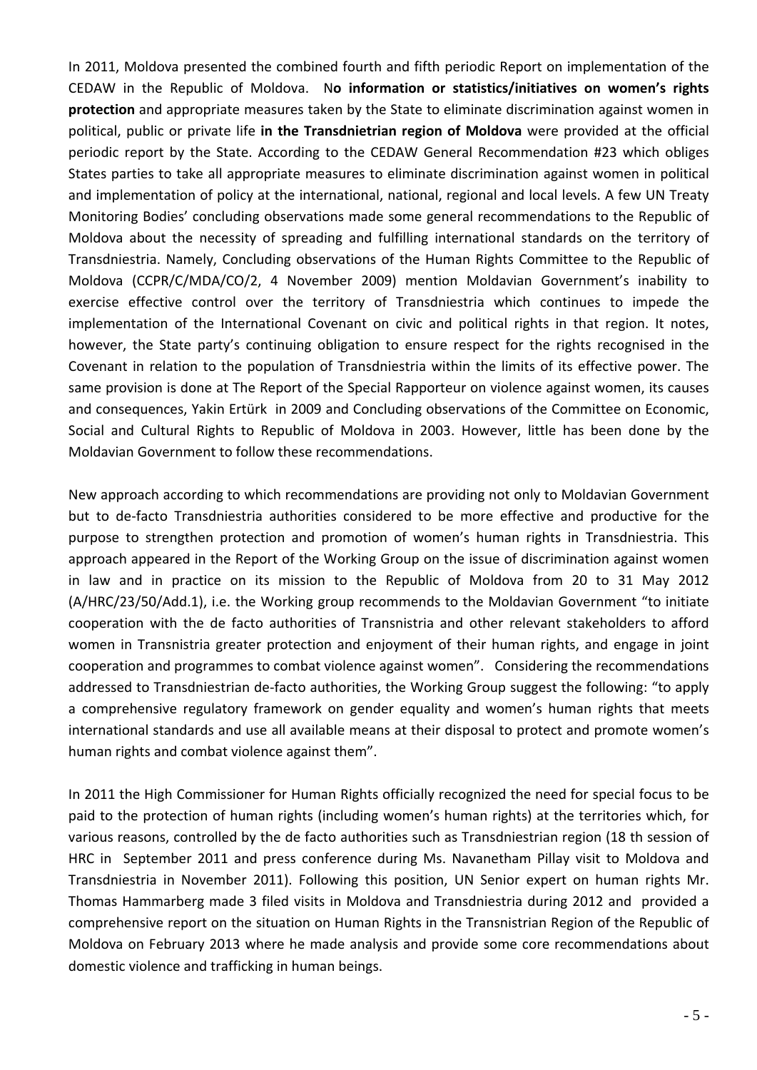In 2011, Moldova presented the combined fourth and fifth periodic Report on implementation of the CEDAW in the Republic of Moldova. N**o information or statistics/initiatives on women's rights protection** and appropriate measures taken by the State to eliminate discrimination against women in political, public or private life **in the Transdnietrian region of Moldova** were provided at the official periodic report by the State. According to the CEDAW General Recommendation #23 which obliges States parties to take all appropriate measures to eliminate discrimination against women in political and implementation of policy at the international, national, regional and local levels. A few UN Treaty Monitoring Bodies' concluding observations made some general recommendations to the Republic of Moldova about the necessity of spreading and fulfilling international standards on the territory of Transdniestria. Namely, Concluding observations of the Human Rights Committee to the Republic of Moldova (CCPR/C/MDA/CO/2, 4 November 2009) mention Moldavian Government's inability to exercise effective control over the territory of Transdniestria which continues to impede the implementation of the International Covenant on civic and political rights in that region. It notes, however, the State party's continuing obligation to ensure respect for the rights recognised in the Covenant in relation to the population of Transdniestria within the limits of its effective power. The same provision is done at The Report of the Special Rapporteur on violence against women, its causes and consequences, Yakin Ertürk in 2009 and Concluding observations of the Committee on Economic, Social and Cultural Rights to Republic of Moldova in 2003. However, little has been done by the Moldavian Government to follow these recommendations.

New approach according to which recommendations are providing not only to Moldavian Government but to de-facto Transdniestria authorities considered to be more effective and productive for the purpose to strengthen protection and promotion of women's human rights in Transdniestria. This approach appeared in the Report of the Working Group on the issue of discrimination against women in law and in practice on its mission to the Republic of Moldova from 20 to 31 May 2012 (A/HRC/23/50/Add.1), i.e. the Working group recommends to the Moldavian Government "to initiate cooperation with the de facto authorities of Transnistria and other relevant stakeholders to afford women in Transnistria greater protection and enjoyment of their human rights, and engage in joint cooperation and programmes to combat violence against women". Considering the recommendations addressed to Transdniestrian de-facto authorities, the Working Group suggest the following: "to apply a comprehensive regulatory framework on gender equality and women's human rights that meets international standards and use all available means at their disposal to protect and promote women's human rights and combat violence against them".

In 2011 the High Commissioner for Human Rights officially recognized the need for special focus to be paid to the protection of human rights (including women's human rights) at the territories which, for various reasons, controlled by the de facto authorities such as Transdniestrian region (18 th session of HRC in September 2011 and press conference during Ms. Navanetham Pillay visit to Moldova and Transdniestria in November 2011). Following this position, UN Senior expert on human rights Mr. Thomas Hammarberg made 3 filed visits in Moldova and Transdniestria during 2012 and provided a comprehensive report on the situation on Human Rights in the Transnistrian Region of the Republic of Moldova on February 2013 where he made analysis and provide some core recommendations about domestic violence and trafficking in human beings.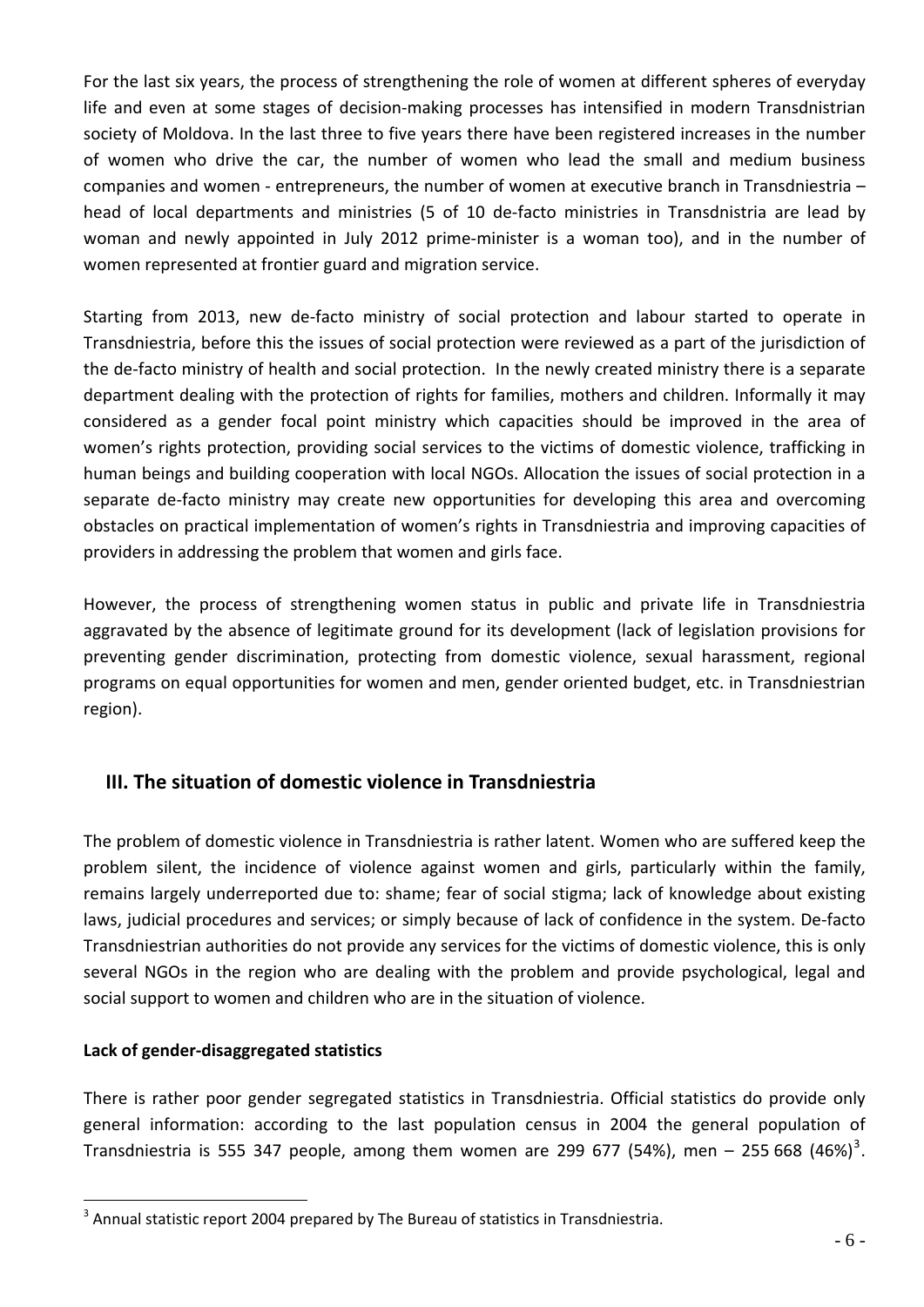For the last six years, the process of strengthening the role of women at different spheres of everyday life and even at some stages of decision-making processes has intensified in modern Transdnistrian society of Moldova. In the last three to five years there have been registered increases in the number of women who drive the car, the number of women who lead the small and medium business companies and women - entrepreneurs, the number of women at executive branch in Transdniestria – head of local departments and ministries (5 of 10 de-facto ministries in Transdnistria are lead by woman and newly appointed in July 2012 prime-minister is a woman too), and in the number of women represented at frontier guard and migration service.

Starting from 2013, new de-facto ministry of social protection and labour started to operate in Transdniestria, before this the issues of social protection were reviewed as a part of the jurisdiction of the de-facto ministry of health and social protection. In the newly created ministry there is a separate department dealing with the protection of rights for families, mothers and children. Informally it may considered as a gender focal point ministry which capacities should be improved in the area of women's rights protection, providing social services to the victims of domestic violence, trafficking in human beings and building cooperation with local NGOs. Allocation the issues of social protection in a separate de-facto ministry may create new opportunities for developing this area and overcoming obstacles on practical implementation of women's rights in Transdniestria and improving capacities of providers in addressing the problem that women and girls face.

However, the process of strengthening women status in public and private life in Transdniestria aggravated by the absence of legitimate ground for its development (lack of legislation provisions for preventing gender discrimination, protecting from domestic violence, sexual harassment, regional programs on equal opportunities for women and men, gender oriented budget, etc. in Transdniestrian region).

## III. The situation of domestic violence in Transdniestria

The problem of domestic violence in Transdniestria is rather latent. Women who are suffered keep the problem silent, the incidence of violence against women and girls, particularly within the family, remains largely underreported due to: shame; fear of social stigma; lack of knowledge about existing laws, judicial procedures and services; or simply because of lack of confidence in the system. De-facto Transdniestrian authorities do not provide any services for the victims of domestic violence, this is only several NGOs in the region who are dealing with the problem and provide psychological, legal and social support to women and children who are in the situation of violence.

**Lack of gender-disaggregated statistics**

There is rather poor gender segregated statistics in Transdniestria. Official statistics do provide only general information: according to the last population census in 2004 the general population of Transdniestria is 555 347 people, among them women are 299 677 (54%), men – 255 668 (46%)[3].

[3] Annual statistic report 2004 prepared by The Bureau of statistics in Transdniestria.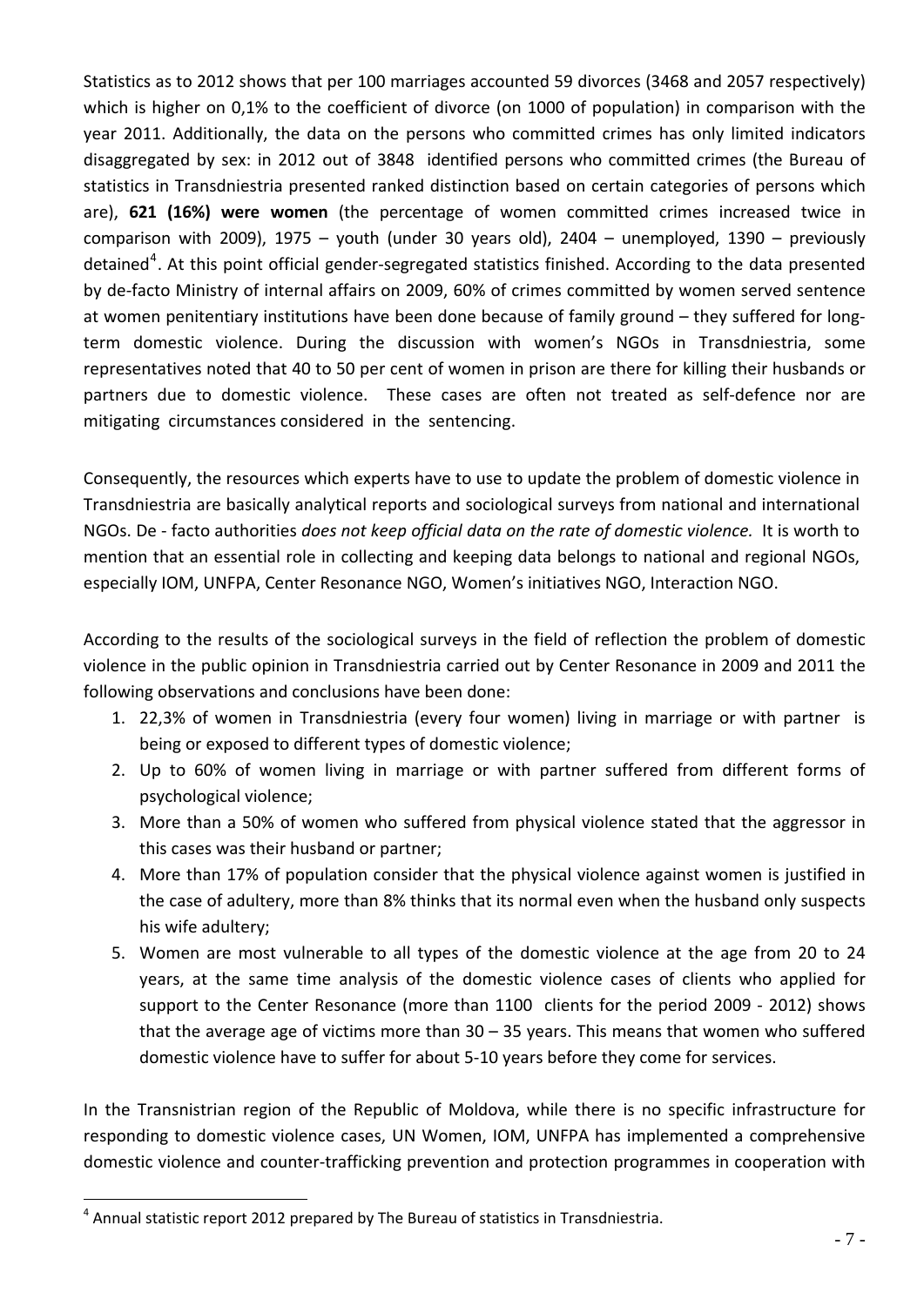Statistics as to 2012 shows that per 100 marriages accounted 59 divorces (3468 and 2057 respectively) which is higher on 0,1% to the coefficient of divorce (on 1000 of population) in comparison with the year 2011. Additionally, the data on the persons who committed crimes has only limited indicators disaggregated by sex: in 2012 out of 3848 identified persons who committed crimes (the Bureau of statistics in Transdniestria presented ranked distinction based on certain categories of persons which are), **621 (16%) were women** (the percentage of women committed crimes increased twice in comparison with 2009), 1975 – youth (under 30 years old), 2404 – unemployed, 1390 – previously detained[4]. At this point official gender-segregated statistics finished. According to the data presented by de-facto Ministry of internal affairs on 2009, 60% of crimes committed by women served sentence at women penitentiary institutions have been done because of family ground – they suffered for long-term domestic violence. During the discussion with women's NGOs in Transdniestria, some representatives noted that 40 to 50 per cent of women in prison are there for killing their husbands or partners due to domestic violence. These cases are often not treated as self-defence nor are mitigating circumstances considered in the sentencing.

Consequently, the resources which experts have to use to update the problem of domestic violence in Transdniestria are basically analytical reports and sociological surveys from national and international NGOs. De - facto authorities *does not keep official data on the rate of domestic violence.* It is worth to mention that an essential role in collecting and keeping data belongs to national and regional NGOs, especially IOM, UNFPA, Center Resonance NGO, Women's initiatives NGO, Interaction NGO.

According to the results of the sociological surveys in the field of reflection the problem of domestic violence in the public opinion in Transdniestria carried out by Center Resonance in 2009 and 2011 the following observations and conclusions have been done:

1. 22,3% of women in Transdniestria (every four women) living in marriage or with partner is being or exposed to different types of domestic violence;
2. Up to 60% of women living in marriage or with partner suffered from different forms of psychological violence;
3. More than a 50% of women who suffered from physical violence stated that the aggressor in this cases was their husband or partner;
4. More than 17% of population consider that the physical violence against women is justified in the case of adultery, more than 8% thinks that its normal even when the husband only suspects his wife adultery;
5. Women are most vulnerable to all types of the domestic violence at the age from 20 to 24 years, at the same time analysis of the domestic violence cases of clients who applied for support to the Center Resonance (more than 1100 clients for the period 2009 - 2012) shows that the average age of victims more than 30 – 35 years. This means that women who suffered domestic violence have to suffer for about 5-10 years before they come for services.

In the Transnistrian region of the Republic of Moldova, while there is no specific infrastructure for responding to domestic violence cases, UN Women, IOM, UNFPA has implemented a comprehensive domestic violence and counter-trafficking prevention and protection programmes in cooperation with

[4] Annual statistic report 2012 prepared by The Bureau of statistics in Transdniestria.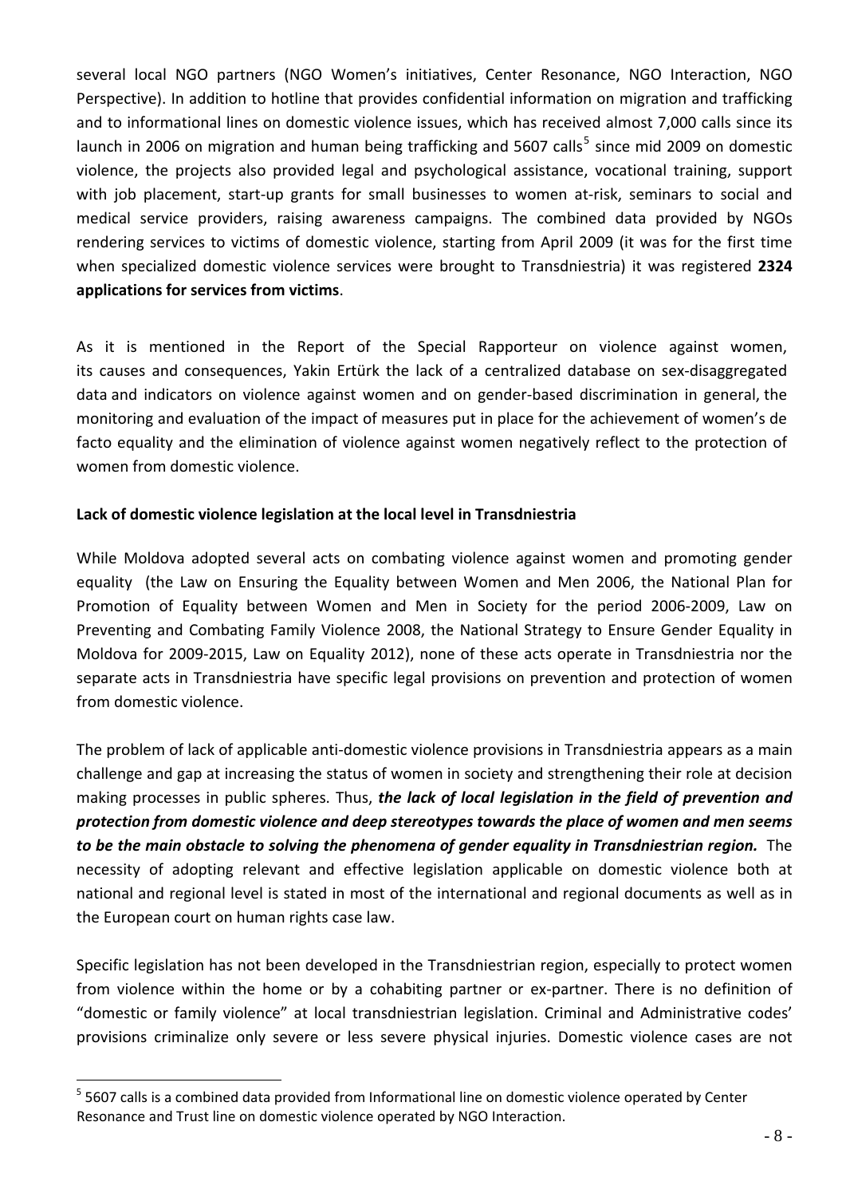several local NGO partners (NGO Women's initiatives, Center Resonance, NGO Interaction, NGO Perspective). In addition to hotline that provides confidential information on migration and trafficking and to informational lines on domestic violence issues, which has received almost 7,000 calls since its launch in 2006 on migration and human being trafficking and 5607 calls[5] since mid 2009 on domestic violence, the projects also provided legal and psychological assistance, vocational training, support with job placement, start-up grants for small businesses to women at-risk, seminars to social and medical service providers, raising awareness campaigns. The combined data provided by NGOs rendering services to victims of domestic violence, starting from April 2009 (it was for the first time when specialized domestic violence services were brought to Transdniestria) it was registered **2324 applications for services from victims**.

As it is mentioned in the Report of the Special Rapporteur on violence against women, its causes and consequences, Yakin Ertürk the lack of a centralized database on sex-disaggregated data and indicators on violence against women and on gender-based discrimination in general, the monitoring and evaluation of the impact of measures put in place for the achievement of women's de facto equality and the elimination of violence against women negatively reflect to the protection of women from domestic violence.

**Lack of domestic violence legislation at the local level in Transdniestria**

While Moldova adopted several acts on combating violence against women and promoting gender equality (the Law on Ensuring the Equality between Women and Men 2006, the National Plan for Promotion of Equality between Women and Men in Society for the period 2006-2009, Law on Preventing and Combating Family Violence 2008, the National Strategy to Ensure Gender Equality in Moldova for 2009-2015, Law on Equality 2012), none of these acts operate in Transdniestria nor the separate acts in Transdniestria have specific legal provisions on prevention and protection of women from domestic violence.

The problem of lack of applicable anti-domestic violence provisions in Transdniestria appears as a main challenge and gap at increasing the status of women in society and strengthening their role at decision making processes in public spheres. Thus, ***the lack of local legislation in the field of prevention and protection from domestic violence and deep stereotypes towards the place of women and men seems to be the main obstacle to solving the phenomena of gender equality in Transdniestrian region.*** The necessity of adopting relevant and effective legislation applicable on domestic violence both at national and regional level is stated in most of the international and regional documents as well as in the European court on human rights case law.

Specific legislation has not been developed in the Transdniestrian region, especially to protect women from violence within the home or by a cohabiting partner or ex-partner. There is no definition of "domestic or family violence" at local transdniestrian legislation. Criminal and Administrative codes' provisions criminalize only severe or less severe physical injuries. Domestic violence cases are not

[5] 5607 calls is a combined data provided from Informational line on domestic violence operated by Center Resonance and Trust line on domestic violence operated by NGO Interaction.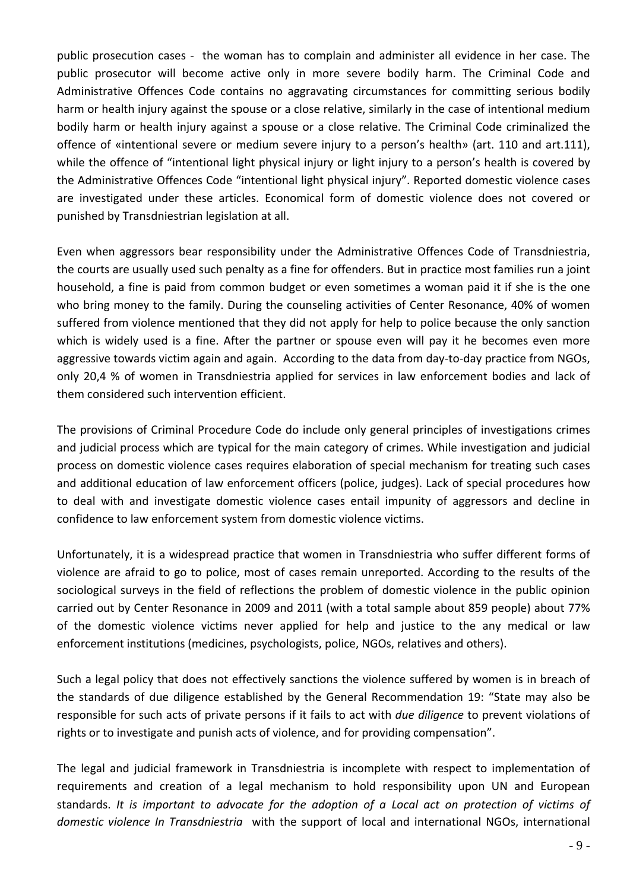public prosecution cases - the woman has to complain and administer all evidence in her case. The public prosecutor will become active only in more severe bodily harm. The Criminal Code and Administrative Offences Code contains no aggravating circumstances for committing serious bodily harm or health injury against the spouse or a close relative, similarly in the case of intentional medium bodily harm or health injury against a spouse or a close relative. The Criminal Code criminalized the offence of «intentional severe or medium severe injury to a person's health» (art. 110 and art.111), while the offence of "intentional light physical injury or light injury to a person's health is covered by the Administrative Offences Code "intentional light physical injury". Reported domestic violence cases are investigated under these articles. Economical form of domestic violence does not covered or punished by Transdniestrian legislation at all.

Even when aggressors bear responsibility under the Administrative Offences Code of Transdniestria, the courts are usually used such penalty as a fine for offenders. But in practice most families run a joint household, a fine is paid from common budget or even sometimes a woman paid it if she is the one who bring money to the family. During the counseling activities of Center Resonance, 40% of women suffered from violence mentioned that they did not apply for help to police because the only sanction which is widely used is a fine. After the partner or spouse even will pay it he becomes even more aggressive towards victim again and again. According to the data from day-to-day practice from NGOs, only 20,4 % of women in Transdniestria applied for services in law enforcement bodies and lack of them considered such intervention efficient.

The provisions of Criminal Procedure Code do include only general principles of investigations crimes and judicial process which are typical for the main category of crimes. While investigation and judicial process on domestic violence cases requires elaboration of special mechanism for treating such cases and additional education of law enforcement officers (police, judges). Lack of special procedures how to deal with and investigate domestic violence cases entail impunity of aggressors and decline in confidence to law enforcement system from domestic violence victims.

Unfortunately, it is a widespread practice that women in Transdniestria who suffer different forms of violence are afraid to go to police, most of cases remain unreported. According to the results of the sociological surveys in the field of reflections the problem of domestic violence in the public opinion carried out by Center Resonance in 2009 and 2011 (with a total sample about 859 people) about 77% of the domestic violence victims never applied for help and justice to the any medical or law enforcement institutions (medicines, psychologists, police, NGOs, relatives and others).

Such a legal policy that does not effectively sanctions the violence suffered by women is in breach of the standards of due diligence established by the General Recommendation 19: "State may also be responsible for such acts of private persons if it fails to act with *due diligence* to prevent violations of rights or to investigate and punish acts of violence, and for providing compensation".

The legal and judicial framework in Transdniestria is incomplete with respect to implementation of requirements and creation of a legal mechanism to hold responsibility upon UN and European standards. *It is important to advocate for the adoption of a Local act on protection of victims of domestic violence In Transdniestria* with the support of local and international NGOs, international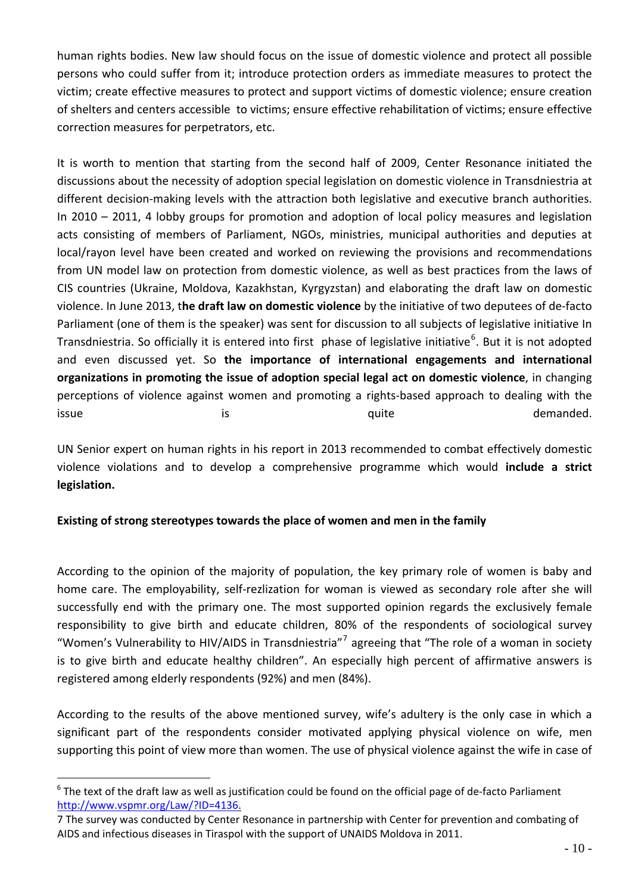human rights bodies. New law should focus on the issue of domestic violence and protect all possible persons who could suffer from it; introduce protection orders as immediate measures to protect the victim; create effective measures to protect and support victims of domestic violence; ensure creation of shelters and centers accessible to victims; ensure effective rehabilitation of victims; ensure effective correction measures for perpetrators, etc.

It is worth to mention that starting from the second half of 2009, Center Resonance initiated the discussions about the necessity of adoption special legislation on domestic violence in Transdniestria at different decision-making levels with the attraction both legislative and executive branch authorities. In 2010 – 2011, 4 lobby groups for promotion and adoption of local policy measures and legislation acts consisting of members of Parliament, NGOs, ministries, municipal authorities and deputies at local/rayon level have been created and worked on reviewing the provisions and recommendations from UN model law on protection from domestic violence, as well as best practices from the laws of CIS countries (Ukraine, Moldova, Kazakhstan, Kyrgyzstan) and elaborating the draft law on domestic violence. In June 2013, t**he draft law on domestic violence** by the initiative of two deputees of de-facto Parliament (one of them is the speaker) was sent for discussion to all subjects of legislative initiative In Transdniestria. So officially it is entered into first phase of legislative initiative[6]. But it is not adopted and even discussed yet. So **the importance of international engagements and international organizations in promoting the issue of adoption special legal act on domestic violence**, in changing perceptions of violence against women and promoting a rights-based approach to dealing with the issue is quite demanded.

UN Senior expert on human rights in his report in 2013 recommended to combat effectively domestic violence violations and to develop a comprehensive programme which would **include a strict legislation.**

**Existing of strong stereotypes towards the place of women and men in the family**

According to the opinion of the majority of population, the key primary role of women is baby and home care. The employability, self-rezlization for woman is viewed as secondary role after she will successfully end with the primary one. The most supported opinion regards the exclusively female responsibility to give birth and educate children, 80% of the respondents of sociological survey "Women's Vulnerability to HIV/AIDS in Transdniestria"[7] agreeing that "The role of a woman in society is to give birth and educate healthy children". An especially high percent of affirmative answers is registered among elderly respondents (92%) and men (84%).

According to the results of the above mentioned survey, wife's adultery is the only case in which a significant part of the respondents consider motivated applying physical violence on wife, men supporting this point of view more than women. The use of physical violence against the wife in case of

---

[6] The text of the draft law as well as justification could be found on the official page of de-facto Parliament http://www.vspmr.org/Law/?ID=4136.

[7] The survey was conducted by Center Resonance in partnership with Center for prevention and combating of AIDS and infectious diseases in Tiraspol with the support of UNAIDS Moldova in 2011.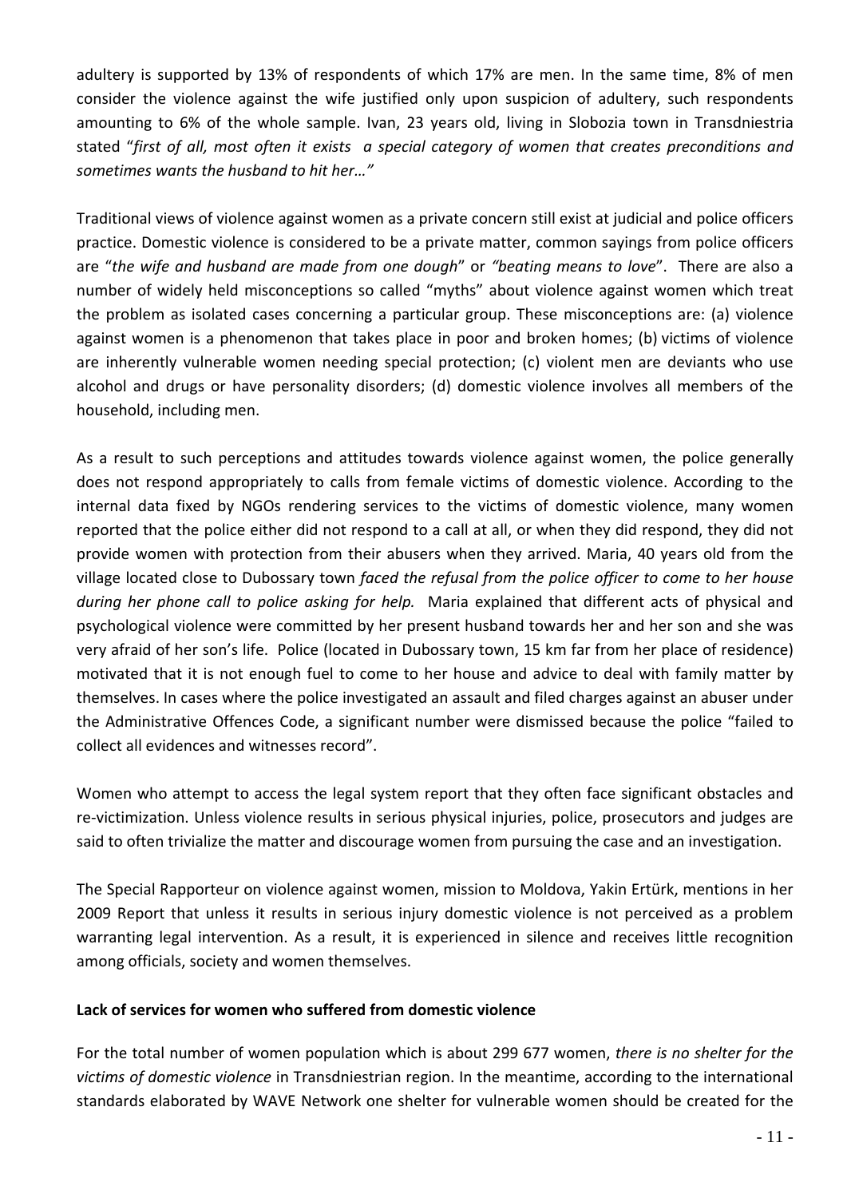adultery is supported by 13% of respondents of which 17% are men. In the same time, 8% of men consider the violence against the wife justified only upon suspicion of adultery, such respondents amounting to 6% of the whole sample. Ivan, 23 years old, living in Slobozia town in Transdniestria stated "*first of all, most often it exists a special category of women that creates preconditions and sometimes wants the husband to hit her…"*

Traditional views of violence against women as a private concern still exist at judicial and police officers practice. Domestic violence is considered to be a private matter, common sayings from police officers are "*the wife and husband are made from one dough*" or *"beating means to love*". There are also a number of widely held misconceptions so called "myths" about violence against women which treat the problem as isolated cases concerning a particular group. These misconceptions are: (a) violence against women is a phenomenon that takes place in poor and broken homes; (b) victims of violence are inherently vulnerable women needing special protection; (c) violent men are deviants who use alcohol and drugs or have personality disorders; (d) domestic violence involves all members of the household, including men.

As a result to such perceptions and attitudes towards violence against women, the police generally does not respond appropriately to calls from female victims of domestic violence. According to the internal data fixed by NGOs rendering services to the victims of domestic violence, many women reported that the police either did not respond to a call at all, or when they did respond, they did not provide women with protection from their abusers when they arrived. Maria, 40 years old from the village located close to Dubossary town *faced the refusal from the police officer to come to her house during her phone call to police asking for help.* Maria explained that different acts of physical and psychological violence were committed by her present husband towards her and her son and she was very afraid of her son's life. Police (located in Dubossary town, 15 km far from her place of residence) motivated that it is not enough fuel to come to her house and advice to deal with family matter by themselves. In cases where the police investigated an assault and filed charges against an abuser under the Administrative Offences Code, a significant number were dismissed because the police "failed to collect all evidences and witnesses record".

Women who attempt to access the legal system report that they often face significant obstacles and re-victimization. Unless violence results in serious physical injuries, police, prosecutors and judges are said to often trivialize the matter and discourage women from pursuing the case and an investigation.

The Special Rapporteur on violence against women, mission to Moldova, Yakin Ertürk, mentions in her 2009 Report that unless it results in serious injury domestic violence is not perceived as a problem warranting legal intervention. As a result, it is experienced in silence and receives little recognition among officials, society and women themselves.

**Lack of services for women who suffered from domestic violence**

For the total number of women population which is about 299 677 women, *there is no shelter for the victims of domestic violence* in Transdniestrian region. In the meantime, according to the international standards elaborated by WAVE Network one shelter for vulnerable women should be created for the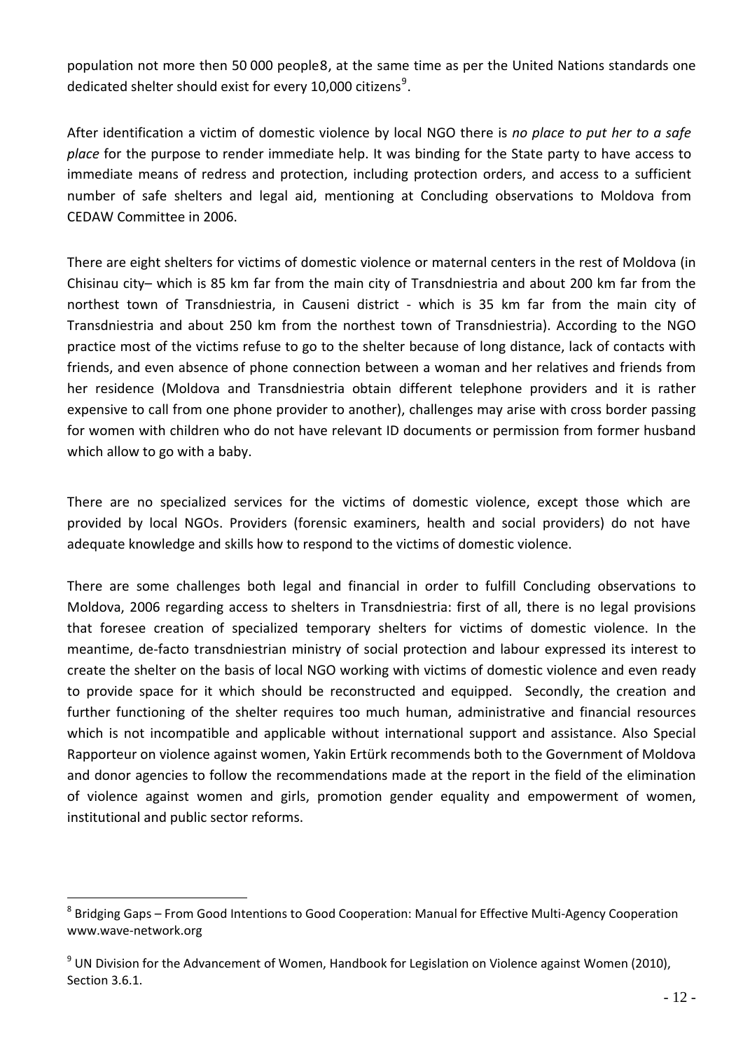population not more then 50 000 people8, at the same time as per the United Nations standards one dedicated shelter should exist for every 10,000 citizens[9].

After identification a victim of domestic violence by local NGO there is *no place to put her to a safe place* for the purpose to render immediate help. It was binding for the State party to have access to immediate means of redress and protection, including protection orders, and access to a sufficient number of safe shelters and legal aid, mentioning at Concluding observations to Moldova from CEDAW Committee in 2006.

There are eight shelters for victims of domestic violence or maternal centers in the rest of Moldova (in Chisinau city– which is 85 km far from the main city of Transdniestria and about 200 km far from the northest town of Transdniestria, in Causeni district - which is 35 km far from the main city of Transdniestria and about 250 km from the northest town of Transdniestria). According to the NGO practice most of the victims refuse to go to the shelter because of long distance, lack of contacts with friends, and even absence of phone connection between a woman and her relatives and friends from her residence (Moldova and Transdniestria obtain different telephone providers and it is rather expensive to call from one phone provider to another), challenges may arise with cross border passing for women with children who do not have relevant ID documents or permission from former husband which allow to go with a baby.

There are no specialized services for the victims of domestic violence, except those which are provided by local NGOs. Providers (forensic examiners, health and social providers) do not have adequate knowledge and skills how to respond to the victims of domestic violence.

There are some challenges both legal and financial in order to fulfill Concluding observations to Moldova, 2006 regarding access to shelters in Transdniestria: first of all, there is no legal provisions that foresee creation of specialized temporary shelters for victims of domestic violence. In the meantime, de-facto transdniestrian ministry of social protection and labour expressed its interest to create the shelter on the basis of local NGO working with victims of domestic violence and even ready to provide space for it which should be reconstructed and equipped. Secondly, the creation and further functioning of the shelter requires too much human, administrative and financial resources which is not incompatible and applicable without international support and assistance. Also Special Rapporteur on violence against women, Yakin Ertürk recommends both to the Government of Moldova and donor agencies to follow the recommendations made at the report in the field of the elimination of violence against women and girls, promotion gender equality and empowerment of women, institutional and public sector reforms.

---

[8] Bridging Gaps – From Good Intentions to Good Cooperation: Manual for Effective Multi-Agency Cooperation www.wave-network.org

[9] UN Division for the Advancement of Women, Handbook for Legislation on Violence against Women (2010), Section 3.6.1.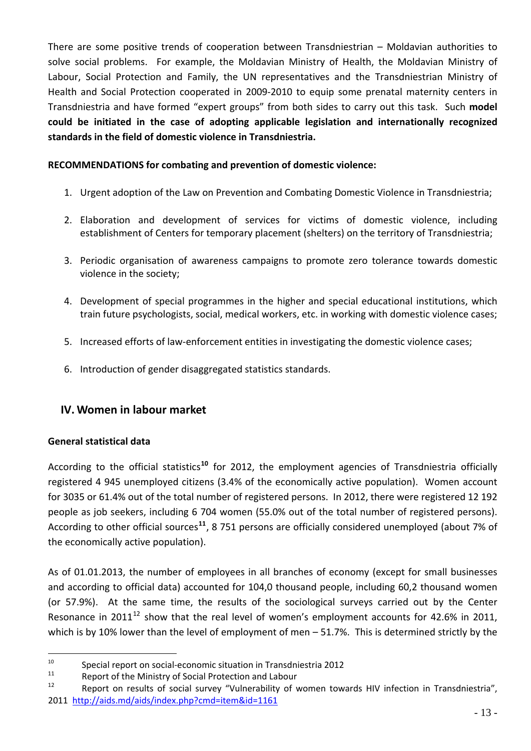There are some positive trends of cooperation between Transdniestrian – Moldavian authorities to solve social problems. For example, the Moldavian Ministry of Health, the Moldavian Ministry of Labour, Social Protection and Family, the UN representatives and the Transdniestrian Ministry of Health and Social Protection cooperated in 2009-2010 to equip some prenatal maternity centers in Transdniestria and have formed "expert groups" from both sides to carry out this task. Such **model could be initiated in the case of adopting applicable legislation and internationally recognized standards in the field of domestic violence in Transdniestria.**

**RECOMMENDATIONS for combating and prevention of domestic violence:**

1. Urgent adoption of the Law on Prevention and Combating Domestic Violence in Transdniestria;
2. Elaboration and development of services for victims of domestic violence, including establishment of Centers for temporary placement (shelters) on the territory of Transdniestria;
3. Periodic organisation of awareness campaigns to promote zero tolerance towards domestic violence in the society;
4. Development of special programmes in the higher and special educational institutions, which train future psychologists, social, medical workers, etc. in working with domestic violence cases;
5. Increased efforts of law-enforcement entities in investigating the domestic violence cases;
6. Introduction of gender disaggregated statistics standards.

## IV. Women in labour market

**General statistical data**

According to the official statistics[10] for 2012, the employment agencies of Transdniestria officially registered 4 945 unemployed citizens (3.4% of the economically active population). Women account for 3035 or 61.4% out of the total number of registered persons. In 2012, there were registered 12 192 people as job seekers, including 6 704 women (55.0% out of the total number of registered persons). According to other official sources[11], 8 751 persons are officially considered unemployed (about 7% of the economically active population).

As of 01.01.2013, the number of employees in all branches of economy (except for small businesses and according to official data) accounted for 104,0 thousand people, including 60,2 thousand women (or 57.9%). At the same time, the results of the sociological surveys carried out by the Center Resonance in 2011[12] show that the real level of women's employment accounts for 42.6% in 2011, which is by 10% lower than the level of employment of men – 51.7%. This is determined strictly by the

[10] Special report on social-economic situation in Transdniestria 2012

[11] Report of the Ministry of Social Protection and Labour

[12] Report on results of social survey "Vulnerability of women towards HIV infection in Transdniestria", 2011 http://aids.md/aids/index.php?cmd=item&id=1161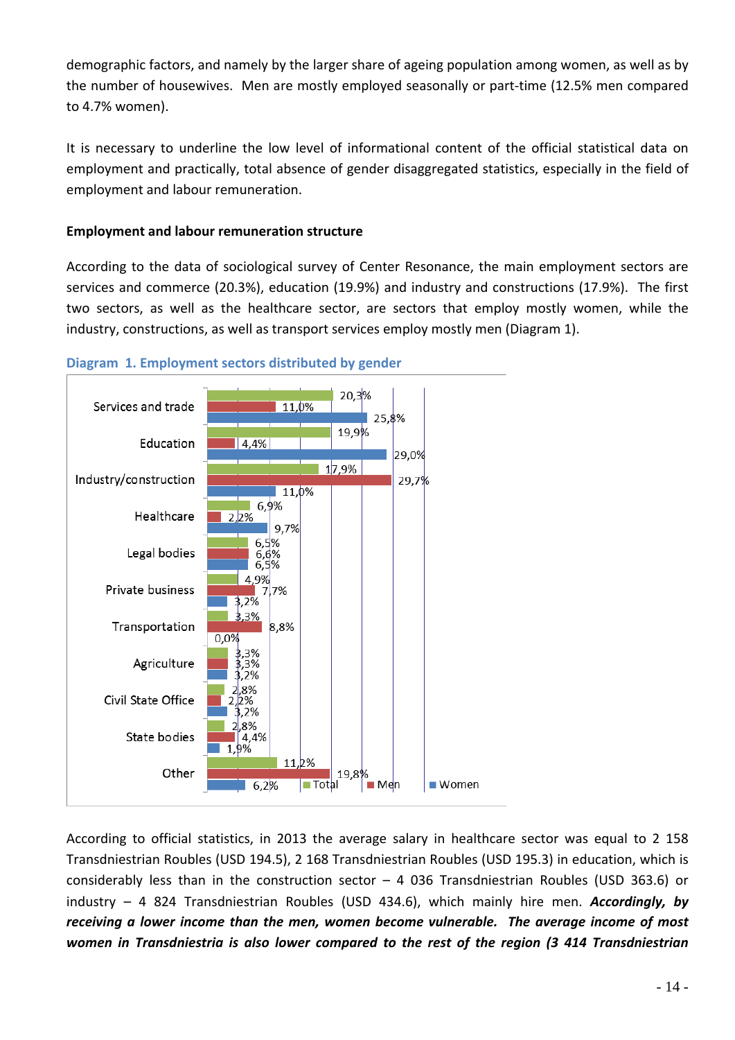demographic factors, and namely by the larger share of ageing population among women, as well as by the number of housewives. Men are mostly employed seasonally or part-time (12.5% men compared to 4.7% women).

It is necessary to underline the low level of informational content of the official statistical data on employment and practically, total absence of gender disaggregated statistics, especially in the field of employment and labour remuneration.

**Employment and labour remuneration structure**

According to the data of sociological survey of Center Resonance, the main employment sectors are services and commerce (20.3%), education (19.9%) and industry and constructions (17.9%). The first two sectors, as well as the healthcare sector, are sectors that employ mostly women, while the industry, constructions, as well as transport services employ mostly men (Diagram 1).

**Diagram 1. Employment sectors distributed by gender**

| | Total | Men | Women |
|---|---|---|---|
| Services and trade | 20,3% | 11,0% | 25,8% |
| Education | 19,9% | 4,4% | 29,0% |
| Industry/construction | 17,9% | 29,7% | 11,0% |
| Healthcare | 6,9% | 2,2% | 9,7% |
| Legal bodies | 6,5% | 6,6% | 6,5% |
| Private business | 4,9% | 7,7% | 3,2% |
| Transportation | 3,3% | 8,8% | 0,0% |
| Agriculture | 3,3% | 3,3% | 3,2% |
| Civil State Office | 2,8% | 2,2% | 3,2% |
| State bodies | 2,8% | 4,4% | 1,9% |
| Other | 11,2% | 19,8% | 6,2% |

According to official statistics, in 2013 the average salary in healthcare sector was equal to 2 158 Transdniestrian Roubles (USD 194.5), 2 168 Transdniestrian Roubles (USD 195.3) in education, which is considerably less than in the construction sector – 4 036 Transdniestrian Roubles (USD 363.6) or industry – 4 824 Transdniestrian Roubles (USD 434.6), which mainly hire men. ***Accordingly, by receiving a lower income than the men, women become vulnerable. The average income of most women in Transdniestria is also lower compared to the rest of the region (3 414 Transdniestrian***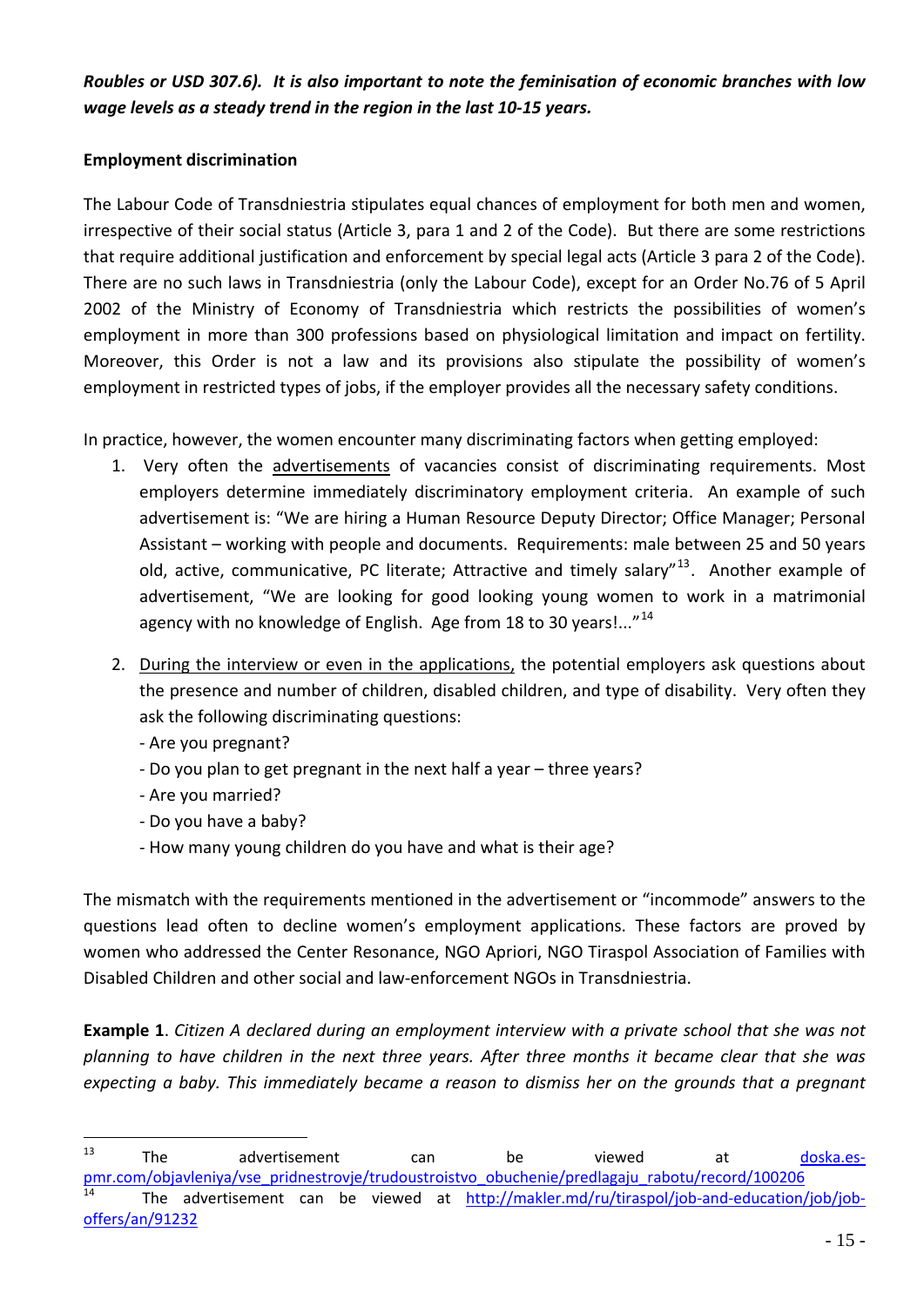***Roubles or USD 307.6). It is also important to note the feminisation of economic branches with low wage levels as a steady trend in the region in the last 10-15 years.***

**Employment discrimination**

The Labour Code of Transdniestria stipulates equal chances of employment for both men and women, irrespective of their social status (Article 3, para 1 and 2 of the Code). But there are some restrictions that require additional justification and enforcement by special legal acts (Article 3 para 2 of the Code). There are no such laws in Transdniestria (only the Labour Code), except for an Order No.76 of 5 April 2002 of the Ministry of Economy of Transdniestria which restricts the possibilities of women's employment in more than 300 professions based on physiological limitation and impact on fertility. Moreover, this Order is not a law and its provisions also stipulate the possibility of women's employment in restricted types of jobs, if the employer provides all the necessary safety conditions.

In practice, however, the women encounter many discriminating factors when getting employed:

1. Very often the <u>advertisements</u> of vacancies consist of discriminating requirements. Most employers determine immediately discriminatory employment criteria. An example of such advertisement is: "We are hiring a Human Resource Deputy Director; Office Manager; Personal Assistant – working with people and documents. Requirements: male between 25 and 50 years old, active, communicative, PC literate; Attractive and timely salary"[13]. Another example of advertisement, "We are looking for good looking young women to work in a matrimonial agency with no knowledge of English. Age from 18 to 30 years!..."[14]

2. <u>During the interview or even in the applications,</u> the potential employers ask questions about the presence and number of children, disabled children, and type of disability. Very often they ask the following discriminating questions:
   - Are you pregnant?
   - Do you plan to get pregnant in the next half a year – three years?
   - Are you married?
   - Do you have a baby?
   - How many young children do you have and what is their age?

The mismatch with the requirements mentioned in the advertisement or "incommode" answers to the questions lead often to decline women's employment applications. These factors are proved by women who addressed the Center Resonance, NGO Apriori, NGO Tiraspol Association of Families with Disabled Children and other social and law-enforcement NGOs in Transdniestria.

**Example 1**. *Citizen A declared during an employment interview with a private school that she was not planning to have children in the next three years. After three months it became clear that she was expecting a baby. This immediately became a reason to dismiss her on the grounds that a pregnant*

---

[13] The advertisement can be viewed at doska.es-pmr.com/objavleniya/vse_pridnestrovje/trudoustroistvo_obuchenie/predlagaju_rabotu/record/100206

[14] The advertisement can be viewed at http://makler.md/ru/tiraspol/job-and-education/job/job-offers/an/91232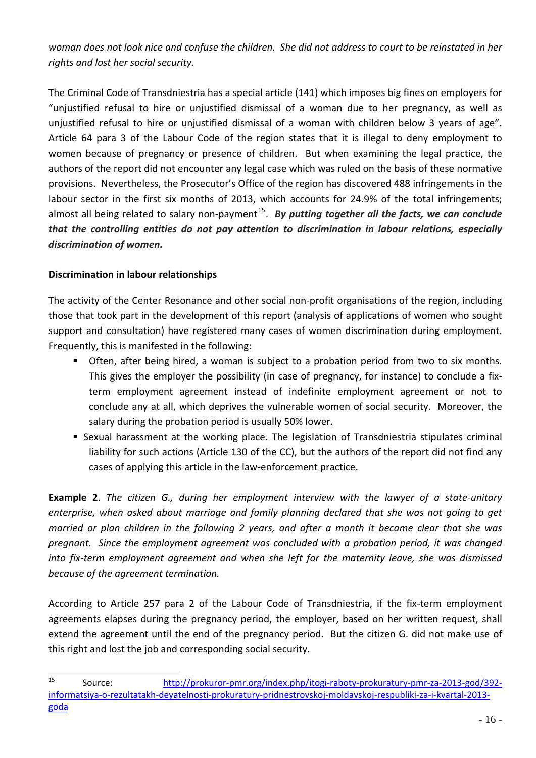*woman does not look nice and confuse the children. She did not address to court to be reinstated in her rights and lost her social security.*

The Criminal Code of Transdniestria has a special article (141) which imposes big fines on employers for "unjustified refusal to hire or unjustified dismissal of a woman due to her pregnancy, as well as unjustified refusal to hire or unjustified dismissal of a woman with children below 3 years of age". Article 64 para 3 of the Labour Code of the region states that it is illegal to deny employment to women because of pregnancy or presence of children. But when examining the legal practice, the authors of the report did not encounter any legal case which was ruled on the basis of these normative provisions. Nevertheless, the Prosecutor's Office of the region has discovered 488 infringements in the labour sector in the first six months of 2013, which accounts for 24.9% of the total infringements; almost all being related to salary non-payment[15]. ***By putting together all the facts, we can conclude that the controlling entities do not pay attention to discrimination in labour relations, especially discrimination of women.***

**Discrimination in labour relationships**

The activity of the Center Resonance and other social non-profit organisations of the region, including those that took part in the development of this report (analysis of applications of women who sought support and consultation) have registered many cases of women discrimination during employment. Frequently, this is manifested in the following:

- Often, after being hired, a woman is subject to a probation period from two to six months. This gives the employer the possibility (in case of pregnancy, for instance) to conclude a fix-term employment agreement instead of indefinite employment agreement or not to conclude any at all, which deprives the vulnerable women of social security. Moreover, the salary during the probation period is usually 50% lower.
- Sexual harassment at the working place. The legislation of Transdniestria stipulates criminal liability for such actions (Article 130 of the CC), but the authors of the report did not find any cases of applying this article in the law-enforcement practice.

**Example 2**. *The citizen G., during her employment interview with the lawyer of a state-unitary enterprise, when asked about marriage and family planning declared that she was not going to get married or plan children in the following 2 years, and after a month it became clear that she was pregnant. Since the employment agreement was concluded with a probation period, it was changed into fix-term employment agreement and when she left for the maternity leave, she was dismissed because of the agreement termination.*

According to Article 257 para 2 of the Labour Code of Transdniestria, if the fix-term employment agreements elapses during the pregnancy period, the employer, based on her written request, shall extend the agreement until the end of the pregnancy period. But the citizen G. did not make use of this right and lost the job and corresponding social security.

---

[15] Source: http://prokuror-pmr.org/index.php/itogi-raboty-prokuratury-pmr-za-2013-god/392-informatsiya-o-rezultatakh-deyatelnosti-prokuratury-pridnestrovskoj-moldavskoj-respubliki-za-i-kvartal-2013-goda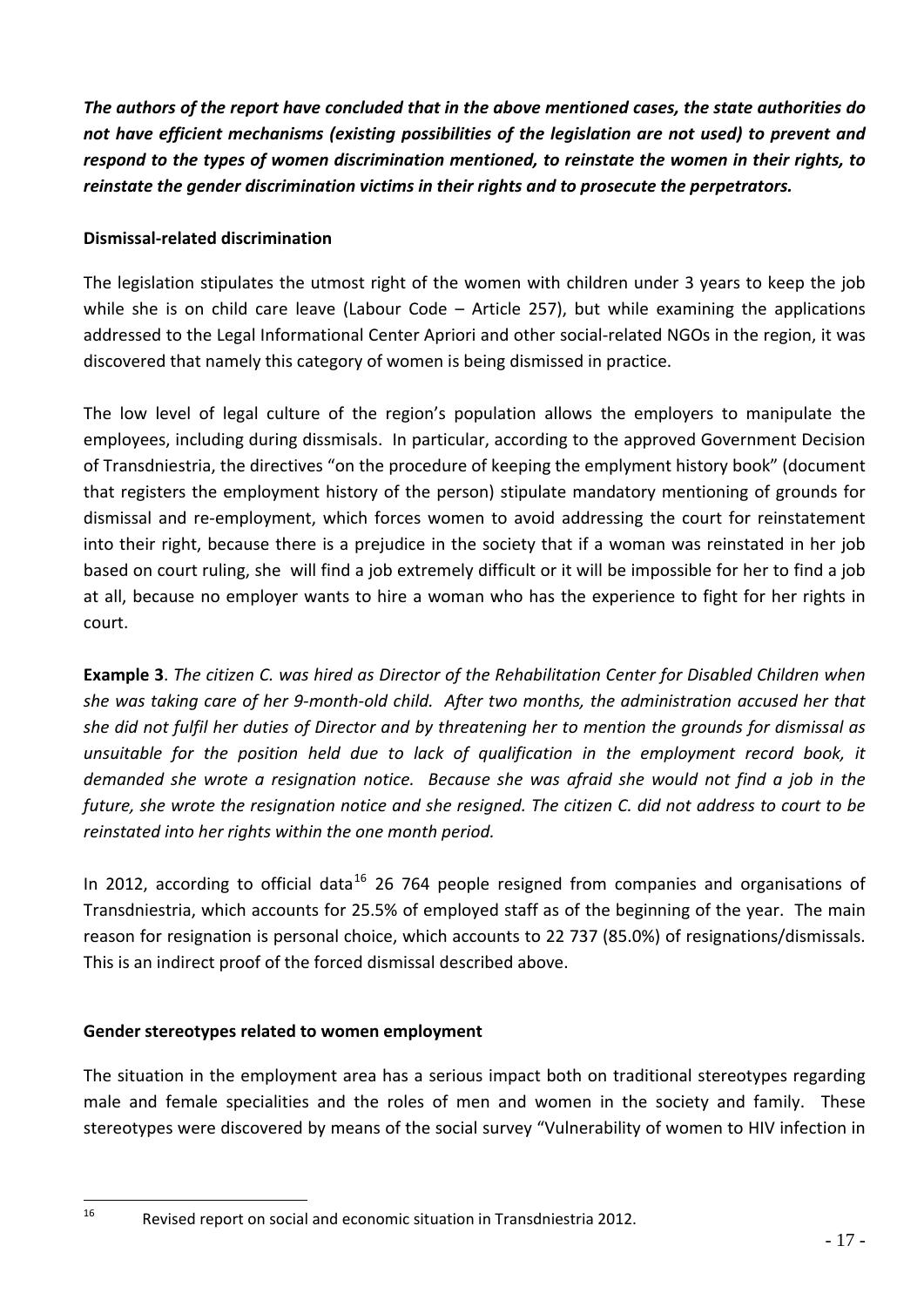***The authors of the report have concluded that in the above mentioned cases, the state authorities do not have efficient mechanisms (existing possibilities of the legislation are not used) to prevent and respond to the types of women discrimination mentioned, to reinstate the women in their rights, to reinstate the gender discrimination victims in their rights and to prosecute the perpetrators.***

**Dismissal-related discrimination**

The legislation stipulates the utmost right of the women with children under 3 years to keep the job while she is on child care leave (Labour Code – Article 257), but while examining the applications addressed to the Legal Informational Center Apriori and other social-related NGOs in the region, it was discovered that namely this category of women is being dismissed in practice.

The low level of legal culture of the region's population allows the employers to manipulate the employees, including during dissmisals. In particular, according to the approved Government Decision of Transdniestria, the directives "on the procedure of keeping the emplyment history book" (document that registers the employment history of the person) stipulate mandatory mentioning of grounds for dismissal and re-employment, which forces women to avoid addressing the court for reinstatement into their right, because there is a prejudice in the society that if a woman was reinstated in her job based on court ruling, she will find a job extremely difficult or it will be impossible for her to find a job at all, because no employer wants to hire a woman who has the experience to fight for her rights in court.

**Example 3**. *The citizen C. was hired as Director of the Rehabilitation Center for Disabled Children when she was taking care of her 9-month-old child. After two months, the administration accused her that she did not fulfil her duties of Director and by threatening her to mention the grounds for dismissal as unsuitable for the position held due to lack of qualification in the employment record book, it demanded she wrote a resignation notice. Because she was afraid she would not find a job in the future, she wrote the resignation notice and she resigned. The citizen C. did not address to court to be reinstated into her rights within the one month period.*

In 2012, according to official data[16] 26 764 people resigned from companies and organisations of Transdniestria, which accounts for 25.5% of employed staff as of the beginning of the year. The main reason for resignation is personal choice, which accounts to 22 737 (85.0%) of resignations/dismissals. This is an indirect proof of the forced dismissal described above.

**Gender stereotypes related to women employment**

The situation in the employment area has a serious impact both on traditional stereotypes regarding male and female specialities and the roles of men and women in the society and family. These stereotypes were discovered by means of the social survey "Vulnerability of women to HIV infection in

[16] Revised report on social and economic situation in Transdniestria 2012.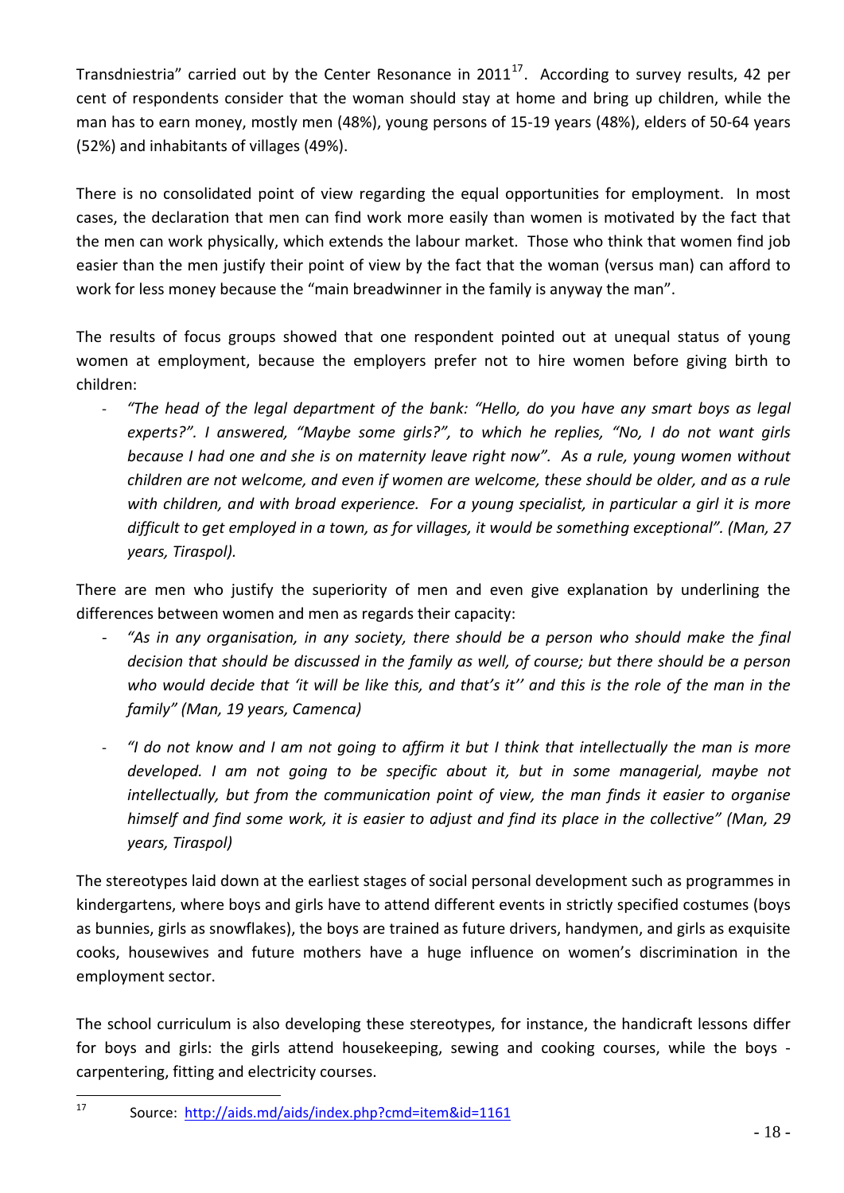Transdniestria" carried out by the Center Resonance in 2011[17]. According to survey results, 42 per cent of respondents consider that the woman should stay at home and bring up children, while the man has to earn money, mostly men (48%), young persons of 15-19 years (48%), elders of 50-64 years (52%) and inhabitants of villages (49%).

There is no consolidated point of view regarding the equal opportunities for employment. In most cases, the declaration that men can find work more easily than women is motivated by the fact that the men can work physically, which extends the labour market. Those who think that women find job easier than the men justify their point of view by the fact that the woman (versus man) can afford to work for less money because the "main breadwinner in the family is anyway the man".

The results of focus groups showed that one respondent pointed out at unequal status of young women at employment, because the employers prefer not to hire women before giving birth to children:

- *"The head of the legal department of the bank: "Hello, do you have any smart boys as legal experts?". I answered, "Maybe some girls?", to which he replies, "No, I do not want girls because I had one and she is on maternity leave right now". As a rule, young women without children are not welcome, and even if women are welcome, these should be older, and as a rule with children, and with broad experience. For a young specialist, in particular a girl it is more difficult to get employed in a town, as for villages, it would be something exceptional". (Man, 27 years, Tiraspol).*

There are men who justify the superiority of men and even give explanation by underlining the differences between women and men as regards their capacity:

- *"As in any organisation, in any society, there should be a person who should make the final decision that should be discussed in the family as well, of course; but there should be a person who would decide that 'it will be like this, and that's it'' and this is the role of the man in the family" (Man, 19 years, Camenca)*

- *"I do not know and I am not going to affirm it but I think that intellectually the man is more developed. I am not going to be specific about it, but in some managerial, maybe not intellectually, but from the communication point of view, the man finds it easier to organise himself and find some work, it is easier to adjust and find its place in the collective" (Man, 29 years, Tiraspol)*

The stereotypes laid down at the earliest stages of social personal development such as programmes in kindergartens, where boys and girls have to attend different events in strictly specified costumes (boys as bunnies, girls as snowflakes), the boys are trained as future drivers, handymen, and girls as exquisite cooks, housewives and future mothers have a huge influence on women's discrimination in the employment sector.

The school curriculum is also developing these stereotypes, for instance, the handicraft lessons differ for boys and girls: the girls attend housekeeping, sewing and cooking courses, while the boys - carpentering, fitting and electricity courses.

---

[17] Source: http://aids.md/aids/index.php?cmd=item&id=1161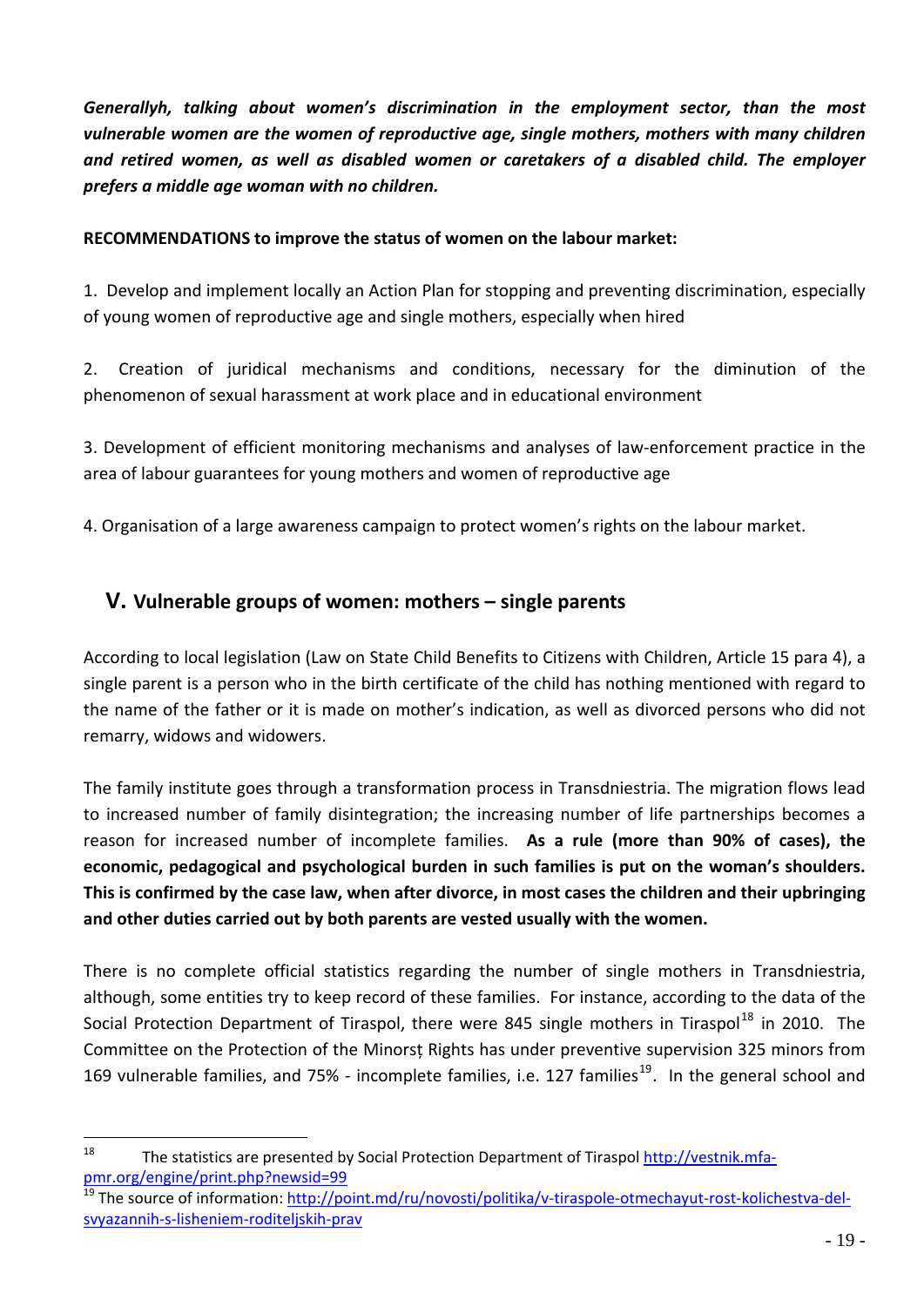***Generallyh, talking about women's discrimination in the employment sector, than the most vulnerable women are the women of reproductive age, single mothers, mothers with many children and retired women, as well as disabled women or caretakers of a disabled child. The employer prefers a middle age woman with no children.***

**RECOMMENDATIONS to improve the status of women on the labour market:**

1. Develop and implement locally an Action Plan for stopping and preventing discrimination, especially of young women of reproductive age and single mothers, especially when hired

2. Creation of juridical mechanisms and conditions, necessary for the diminution of the phenomenon of sexual harassment at work place and in educational environment

3. Development of efficient monitoring mechanisms and analyses of law-enforcement practice in the area of labour guarantees for young mothers and women of reproductive age

4. Organisation of a large awareness campaign to protect women's rights on the labour market.

## V. Vulnerable groups of women: mothers – single parents

According to local legislation (Law on State Child Benefits to Citizens with Children, Article 15 para 4), a single parent is a person who in the birth certificate of the child has nothing mentioned with regard to the name of the father or it is made on mother's indication, as well as divorced persons who did not remarry, widows and widowers.

The family institute goes through a transformation process in Transdniestria. The migration flows lead to increased number of family disintegration; the increasing number of life partnerships becomes a reason for increased number of incomplete families. **As a rule (more than 90% of cases), the economic, pedagogical and psychological burden in such families is put on the woman's shoulders. This is confirmed by the case law, when after divorce, in most cases the children and their upbringing and other duties carried out by both parents are vested usually with the women.**

There is no complete official statistics regarding the number of single mothers in Transdniestria, although, some entities try to keep record of these families. For instance, according to the data of the Social Protection Department of Tiraspol, there were 845 single mothers in Tiraspol[18] in 2010. The Committee on the Protection of the Minorsț Rights has under preventive supervision 325 minors from 169 vulnerable families, and 75% - incomplete families, i.e. 127 families[19]. In the general school and

---

[18] The statistics are presented by Social Protection Department of Tiraspol http://vestnik.mfa-pmr.org/engine/print.php?newsid=99

[19] The source of information: http://point.md/ru/novosti/politika/v-tiraspole-otmechayut-rost-kolichestva-del-svyazannih-s-lisheniem-roditeljskih-prav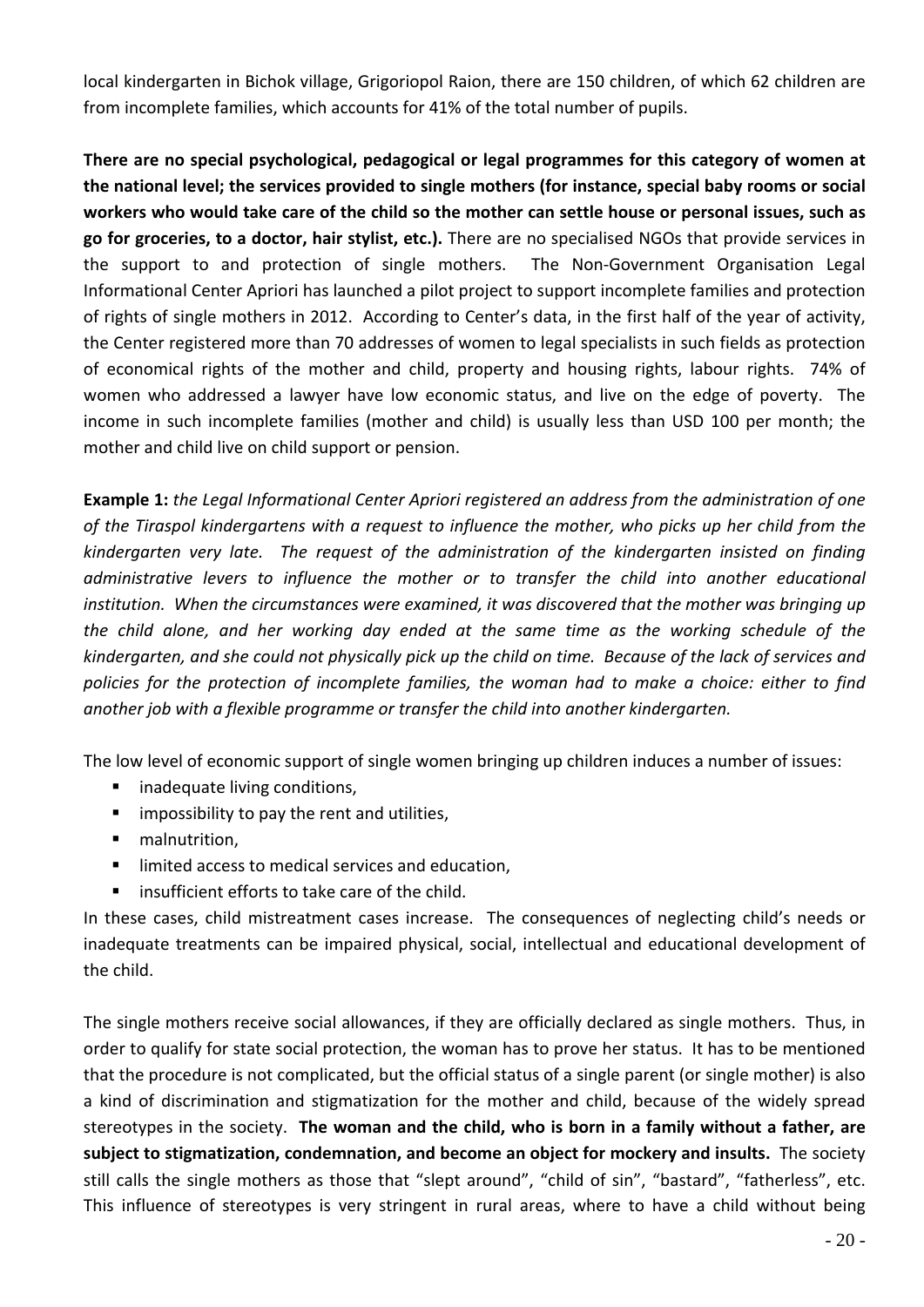local kindergarten in Bichok village, Grigoriopol Raion, there are 150 children, of which 62 children are from incomplete families, which accounts for 41% of the total number of pupils.

**There are no special psychological, pedagogical or legal programmes for this category of women at the national level; the services provided to single mothers (for instance, special baby rooms or social workers who would take care of the child so the mother can settle house or personal issues, such as go for groceries, to a doctor, hair stylist, etc.).** There are no specialised NGOs that provide services in the support to and protection of single mothers. The Non-Government Organisation Legal Informational Center Apriori has launched a pilot project to support incomplete families and protection of rights of single mothers in 2012. According to Center's data, in the first half of the year of activity, the Center registered more than 70 addresses of women to legal specialists in such fields as protection of economical rights of the mother and child, property and housing rights, labour rights. 74% of women who addressed a lawyer have low economic status, and live on the edge of poverty. The income in such incomplete families (mother and child) is usually less than USD 100 per month; the mother and child live on child support or pension.

**Example 1:** *the Legal Informational Center Apriori registered an address from the administration of one of the Tiraspol kindergartens with a request to influence the mother, who picks up her child from the kindergarten very late. The request of the administration of the kindergarten insisted on finding administrative levers to influence the mother or to transfer the child into another educational institution. When the circumstances were examined, it was discovered that the mother was bringing up the child alone, and her working day ended at the same time as the working schedule of the kindergarten, and she could not physically pick up the child on time. Because of the lack of services and policies for the protection of incomplete families, the woman had to make a choice: either to find another job with a flexible programme or transfer the child into another kindergarten.*

The low level of economic support of single women bringing up children induces a number of issues:

- inadequate living conditions,
- impossibility to pay the rent and utilities,
- malnutrition,
- limited access to medical services and education,
- insufficient efforts to take care of the child.

In these cases, child mistreatment cases increase. The consequences of neglecting child's needs or inadequate treatments can be impaired physical, social, intellectual and educational development of the child.

The single mothers receive social allowances, if they are officially declared as single mothers. Thus, in order to qualify for state social protection, the woman has to prove her status. It has to be mentioned that the procedure is not complicated, but the official status of a single parent (or single mother) is also a kind of discrimination and stigmatization for the mother and child, because of the widely spread stereotypes in the society. **The woman and the child, who is born in a family without a father, are subject to stigmatization, condemnation, and become an object for mockery and insults.** The society still calls the single mothers as those that "slept around", "child of sin", "bastard", "fatherless", etc. This influence of stereotypes is very stringent in rural areas, where to have a child without being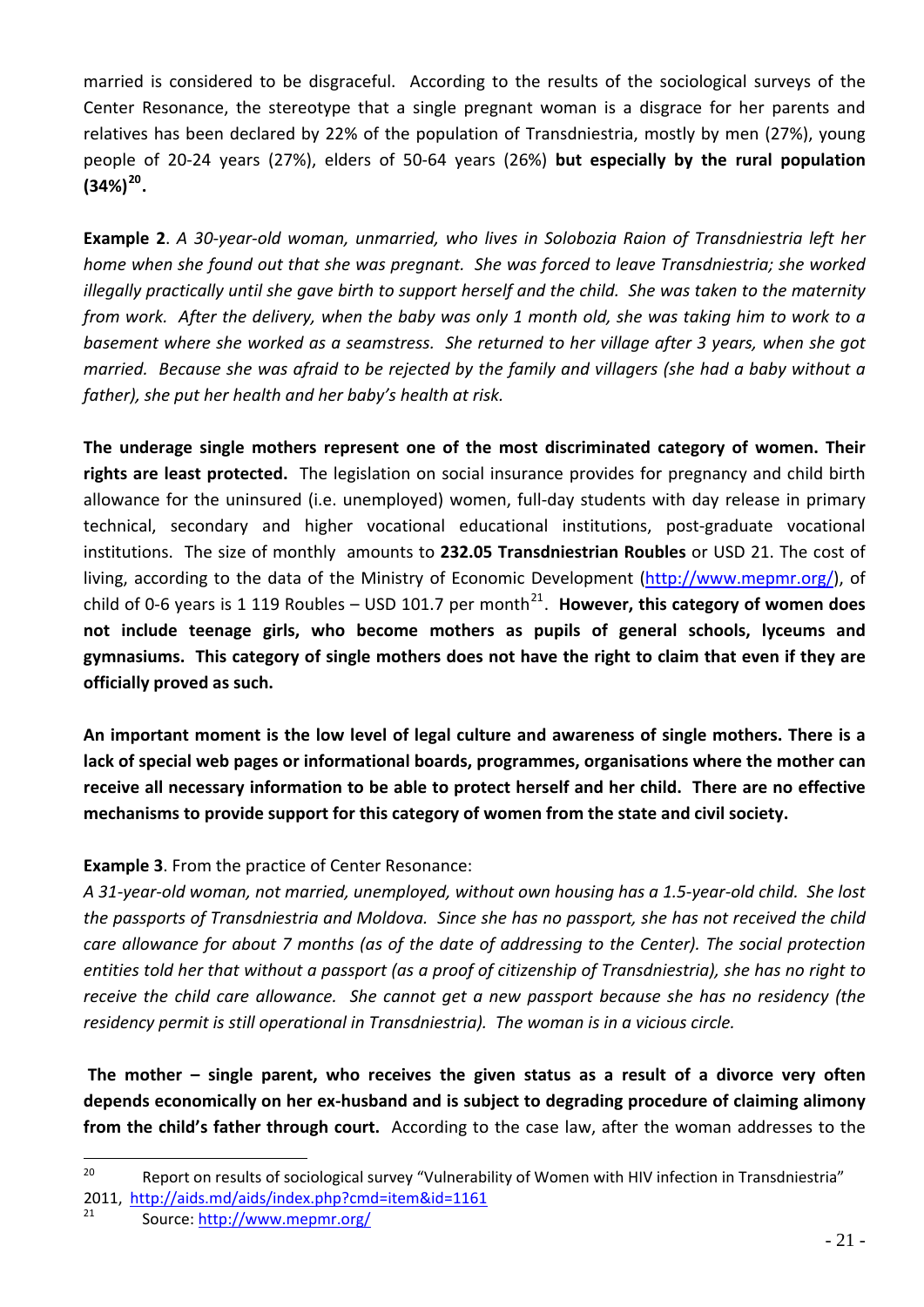married is considered to be disgraceful. According to the results of the sociological surveys of the Center Resonance, the stereotype that a single pregnant woman is a disgrace for her parents and relatives has been declared by 22% of the population of Transdniestria, mostly by men (27%), young people of 20-24 years (27%), elders of 50-64 years (26%) **but especially by the rural population (34%)[20].**

**Example 2**. *A 30-year-old woman, unmarried, who lives in Solobozia Raion of Transdniestria left her home when she found out that she was pregnant. She was forced to leave Transdniestria; she worked illegally practically until she gave birth to support herself and the child. She was taken to the maternity from work. After the delivery, when the baby was only 1 month old, she was taking him to work to a basement where she worked as a seamstress. She returned to her village after 3 years, when she got married. Because she was afraid to be rejected by the family and villagers (she had a baby without a father), she put her health and her baby's health at risk.*

**The underage single mothers represent one of the most discriminated category of women. Their rights are least protected.** The legislation on social insurance provides for pregnancy and child birth allowance for the uninsured (i.e. unemployed) women, full-day students with day release in primary technical, secondary and higher vocational educational institutions, post-graduate vocational institutions. The size of monthly amounts to **232.05 Transdniestrian Roubles** or USD 21. The cost of living, according to the data of the Ministry of Economic Development (http://www.mepmr.org/), of child of 0-6 years is 1 119 Roubles – USD 101.7 per month[21]. **However, this category of women does not include teenage girls, who become mothers as pupils of general schools, lyceums and gymnasiums. This category of single mothers does not have the right to claim that even if they are officially proved as such.**

**An important moment is the low level of legal culture and awareness of single mothers. There is a lack of special web pages or informational boards, programmes, organisations where the mother can receive all necessary information to be able to protect herself and her child. There are no effective mechanisms to provide support for this category of women from the state and civil society.**

**Example 3**. From the practice of Center Resonance:
*A 31-year-old woman, not married, unemployed, without own housing has a 1.5-year-old child. She lost the passports of Transdniestria and Moldova. Since she has no passport, she has not received the child care allowance for about 7 months (as of the date of addressing to the Center). The social protection entities told her that without a passport (as a proof of citizenship of Transdniestria), she has no right to receive the child care allowance. She cannot get a new passport because she has no residency (the residency permit is still operational in Transdniestria). The woman is in a vicious circle.*

**The mother – single parent, who receives the given status as a result of a divorce very often depends economically on her ex-husband and is subject to degrading procedure of claiming alimony from the child's father through court.** According to the case law, after the woman addresses to the

---

[20] Report on results of sociological survey "Vulnerability of Women with HIV infection in Transdniestria" 2011, http://aids.md/aids/index.php?cmd=item&id=1161

[21] Source: http://www.mepmr.org/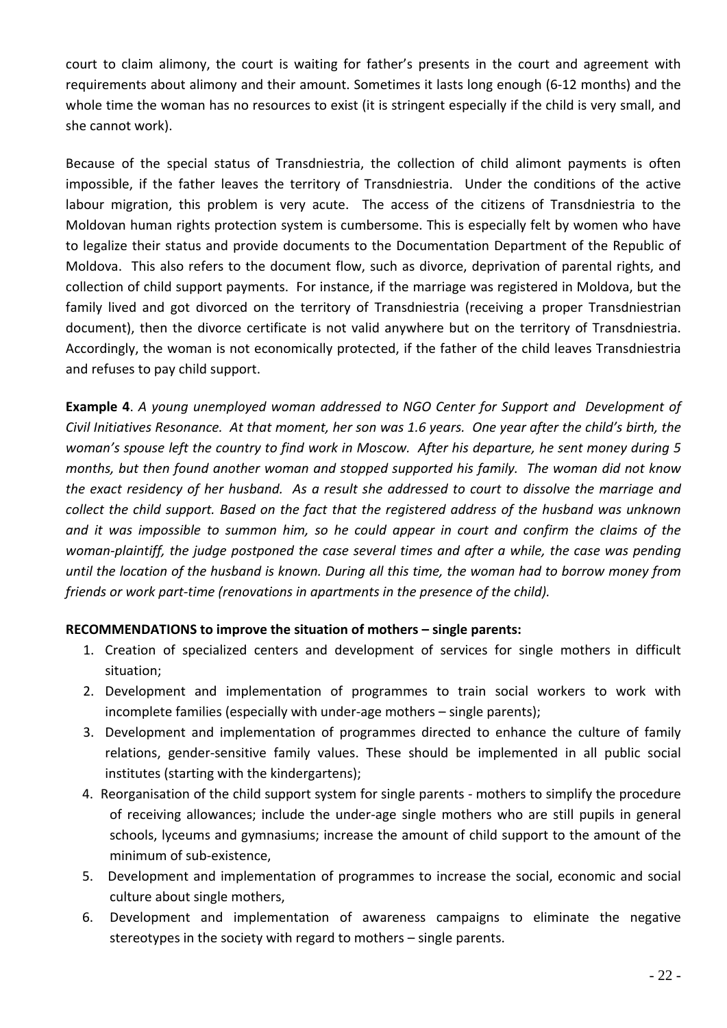court to claim alimony, the court is waiting for father's presents in the court and agreement with requirements about alimony and their amount. Sometimes it lasts long enough (6-12 months) and the whole time the woman has no resources to exist (it is stringent especially if the child is very small, and she cannot work).

Because of the special status of Transdniestria, the collection of child alimont payments is often impossible, if the father leaves the territory of Transdniestria. Under the conditions of the active labour migration, this problem is very acute. The access of the citizens of Transdniestria to the Moldovan human rights protection system is cumbersome. This is especially felt by women who have to legalize their status and provide documents to the Documentation Department of the Republic of Moldova. This also refers to the document flow, such as divorce, deprivation of parental rights, and collection of child support payments. For instance, if the marriage was registered in Moldova, but the family lived and got divorced on the territory of Transdniestria (receiving a proper Transdniestrian document), then the divorce certificate is not valid anywhere but on the territory of Transdniestria. Accordingly, the woman is not economically protected, if the father of the child leaves Transdniestria and refuses to pay child support.

**Example 4**. *A young unemployed woman addressed to NGO Center for Support and Development of Civil Initiatives Resonance. At that moment, her son was 1.6 years. One year after the child's birth, the woman's spouse left the country to find work in Moscow. After his departure, he sent money during 5 months, but then found another woman and stopped supported his family. The woman did not know the exact residency of her husband. As a result she addressed to court to dissolve the marriage and collect the child support. Based on the fact that the registered address of the husband was unknown and it was impossible to summon him, so he could appear in court and confirm the claims of the woman-plaintiff, the judge postponed the case several times and after a while, the case was pending until the location of the husband is known. During all this time, the woman had to borrow money from friends or work part-time (renovations in apartments in the presence of the child).*

**RECOMMENDATIONS to improve the situation of mothers – single parents:**

1. Creation of specialized centers and development of services for single mothers in difficult situation;
2. Development and implementation of programmes to train social workers to work with incomplete families (especially with under-age mothers – single parents);
3. Development and implementation of programmes directed to enhance the culture of family relations, gender-sensitive family values. These should be implemented in all public social institutes (starting with the kindergartens);
4. Reorganisation of the child support system for single parents - mothers to simplify the procedure of receiving allowances; include the under-age single mothers who are still pupils in general schools, lyceums and gymnasiums; increase the amount of child support to the amount of the minimum of sub-existence,
5. Development and implementation of programmes to increase the social, economic and social culture about single mothers,
6. Development and implementation of awareness campaigns to eliminate the negative stereotypes in the society with regard to mothers – single parents.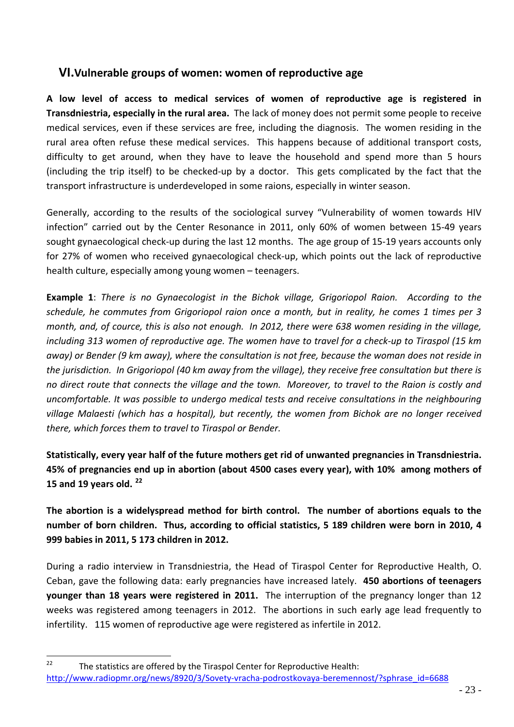## VI. Vulnerable groups of women: women of reproductive age

**A low level of access to medical services of women of reproductive age is registered in Transdniestria, especially in the rural area.** The lack of money does not permit some people to receive medical services, even if these services are free, including the diagnosis. The women residing in the rural area often refuse these medical services. This happens because of additional transport costs, difficulty to get around, when they have to leave the household and spend more than 5 hours (including the trip itself) to be checked-up by a doctor. This gets complicated by the fact that the transport infrastructure is underdeveloped in some raions, especially in winter season.

Generally, according to the results of the sociological survey "Vulnerability of women towards HIV infection" carried out by the Center Resonance in 2011, only 60% of women between 15-49 years sought gynaecological check-up during the last 12 months. The age group of 15-19 years accounts only for 27% of women who received gynaecological check-up, which points out the lack of reproductive health culture, especially among young women – teenagers.

**Example 1**: *There is no Gynaecologist in the Bichok village, Grigoriopol Raion. According to the schedule, he commutes from Grigoriopol raion once a month, but in reality, he comes 1 times per 3 month, and, of cource, this is also not enough. In 2012, there were 638 women residing in the village, including 313 women of reproductive age. The women have to travel for a check-up to Tiraspol (15 km away) or Bender (9 km away), where the consultation is not free, because the woman does not reside in the jurisdiction. In Grigoriopol (40 km away from the village), they receive free consultation but there is no direct route that connects the village and the town. Moreover, to travel to the Raion is costly and uncomfortable. It was possible to undergo medical tests and receive consultations in the neighbouring village Malaesti (which has a hospital), but recently, the women from Bichok are no longer received there, which forces them to travel to Tiraspol or Bender.*

**Statistically, every year half of the future mothers get rid of unwanted pregnancies in Transdniestria. 45% of pregnancies end up in abortion (about 4500 cases every year), with 10% among mothers of 15 and 19 years old. [22]**

**The abortion is a widelyspread method for birth control. The number of abortions equals to the number of born children. Thus, according to official statistics, 5 189 children were born in 2010, 4 999 babies in 2011, 5 173 children in 2012.**

During a radio interview in Transdniestria, the Head of Tiraspol Center for Reproductive Health, O. Ceban, gave the following data: early pregnancies have increased lately. **450 abortions of teenagers younger than 18 years were registered in 2011.** The interruption of the pregnancy longer than 12 weeks was registered among teenagers in 2012. The abortions in such early age lead frequently to infertility. 115 women of reproductive age were registered as infertile in 2012.

---

[22] The statistics are offered by the Tiraspol Center for Reproductive Health: http://www.radiopmr.org/news/8920/3/Sovety-vracha-podrostkovaya-beremennost/?sphrase_id=6688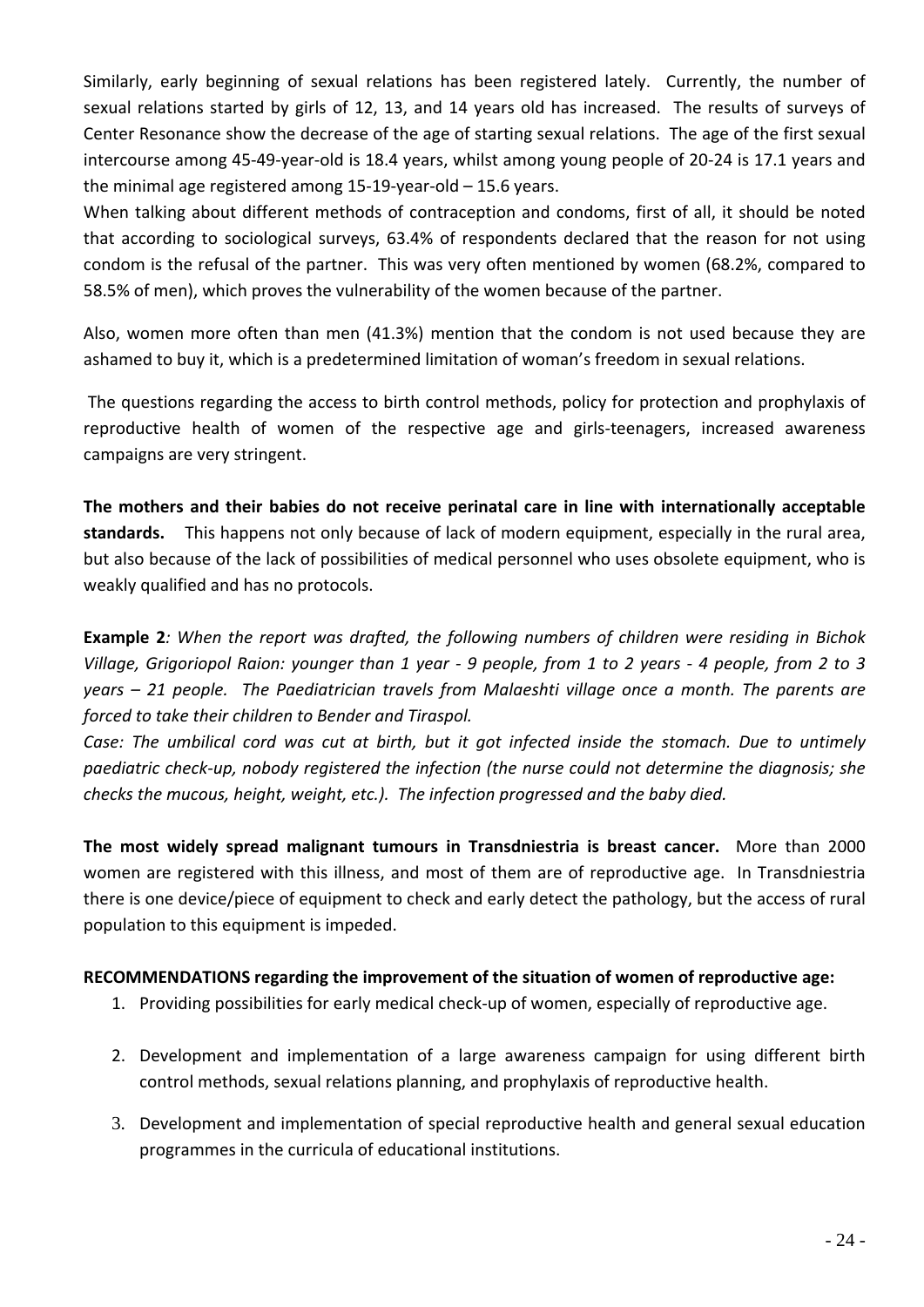Similarly, early beginning of sexual relations has been registered lately. Currently, the number of sexual relations started by girls of 12, 13, and 14 years old has increased. The results of surveys of Center Resonance show the decrease of the age of starting sexual relations. The age of the first sexual intercourse among 45-49-year-old is 18.4 years, whilst among young people of 20-24 is 17.1 years and the minimal age registered among 15-19-year-old – 15.6 years.
When talking about different methods of contraception and condoms, first of all, it should be noted that according to sociological surveys, 63.4% of respondents declared that the reason for not using condom is the refusal of the partner. This was very often mentioned by women (68.2%, compared to 58.5% of men), which proves the vulnerability of the women because of the partner.

Also, women more often than men (41.3%) mention that the condom is not used because they are ashamed to buy it, which is a predetermined limitation of woman's freedom in sexual relations.

The questions regarding the access to birth control methods, policy for protection and prophylaxis of reproductive health of women of the respective age and girls-teenagers, increased awareness campaigns are very stringent.

**The mothers and their babies do not receive perinatal care in line with internationally acceptable standards.** This happens not only because of lack of modern equipment, especially in the rural area, but also because of the lack of possibilities of medical personnel who uses obsolete equipment, who is weakly qualified and has no protocols.

**Example 2**: *When the report was drafted, the following numbers of children were residing in Bichok Village, Grigoriopol Raion: younger than 1 year - 9 people, from 1 to 2 years - 4 people, from 2 to 3 years – 21 people. The Paediatrician travels from Malaeshti village once a month. The parents are forced to take their children to Bender and Tiraspol.*
*Case: The umbilical cord was cut at birth, but it got infected inside the stomach. Due to untimely paediatric check-up, nobody registered the infection (the nurse could not determine the diagnosis; she checks the mucous, height, weight, etc.). The infection progressed and the baby died.*

**The most widely spread malignant tumours in Transdniestria is breast cancer.** More than 2000 women are registered with this illness, and most of them are of reproductive age. In Transdniestria there is one device/piece of equipment to check and early detect the pathology, but the access of rural population to this equipment is impeded.

**RECOMMENDATIONS regarding the improvement of the situation of women of reproductive age:**

1. Providing possibilities for early medical check-up of women, especially of reproductive age.
2. Development and implementation of a large awareness campaign for using different birth control methods, sexual relations planning, and prophylaxis of reproductive health.
3. Development and implementation of special reproductive health and general sexual education programmes in the curricula of educational institutions.